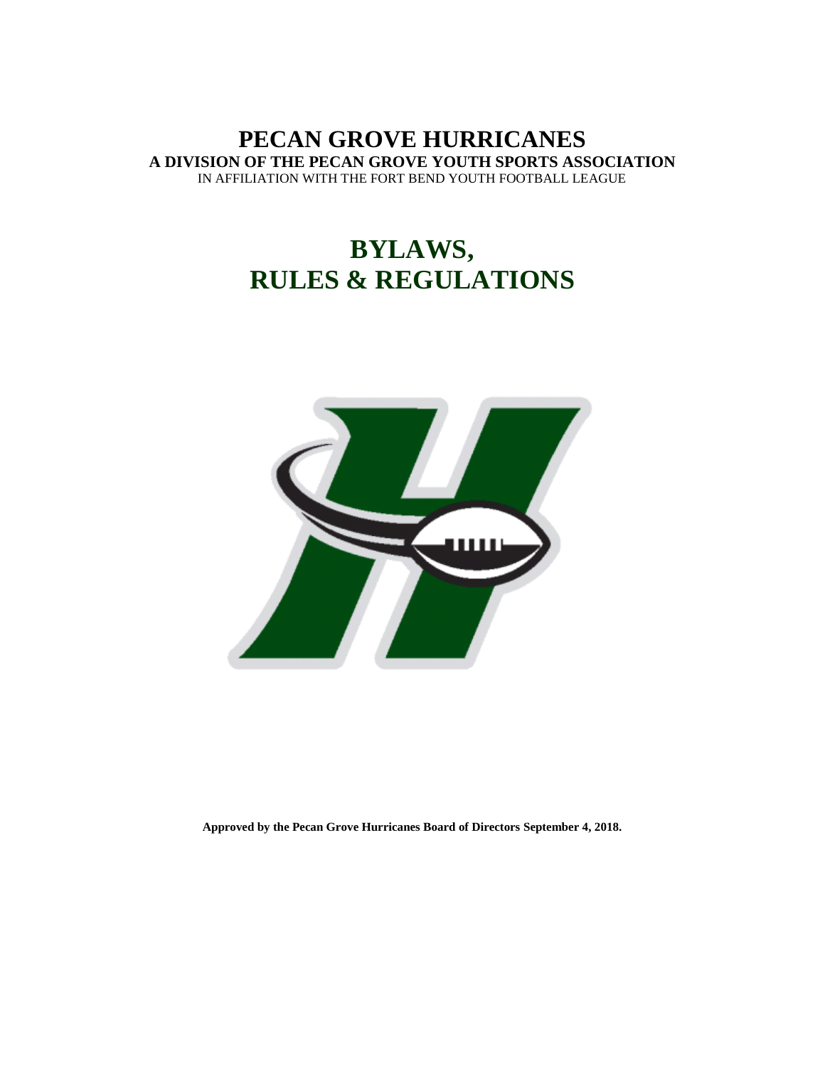# PECAN GROVE HURRICANES

**A DIVISION OF THE PECAN GROVE YOUTH SPORTS ASSOCIATION**

IN AFFILIATION WITH THE FORT BEND YOUTH FOOTBALL LEAGUE

# BYLAWS, RULES & REGULATIONS

**Approved by the Pecan Grove Hurricanes Board of Directors September 4, 2018.**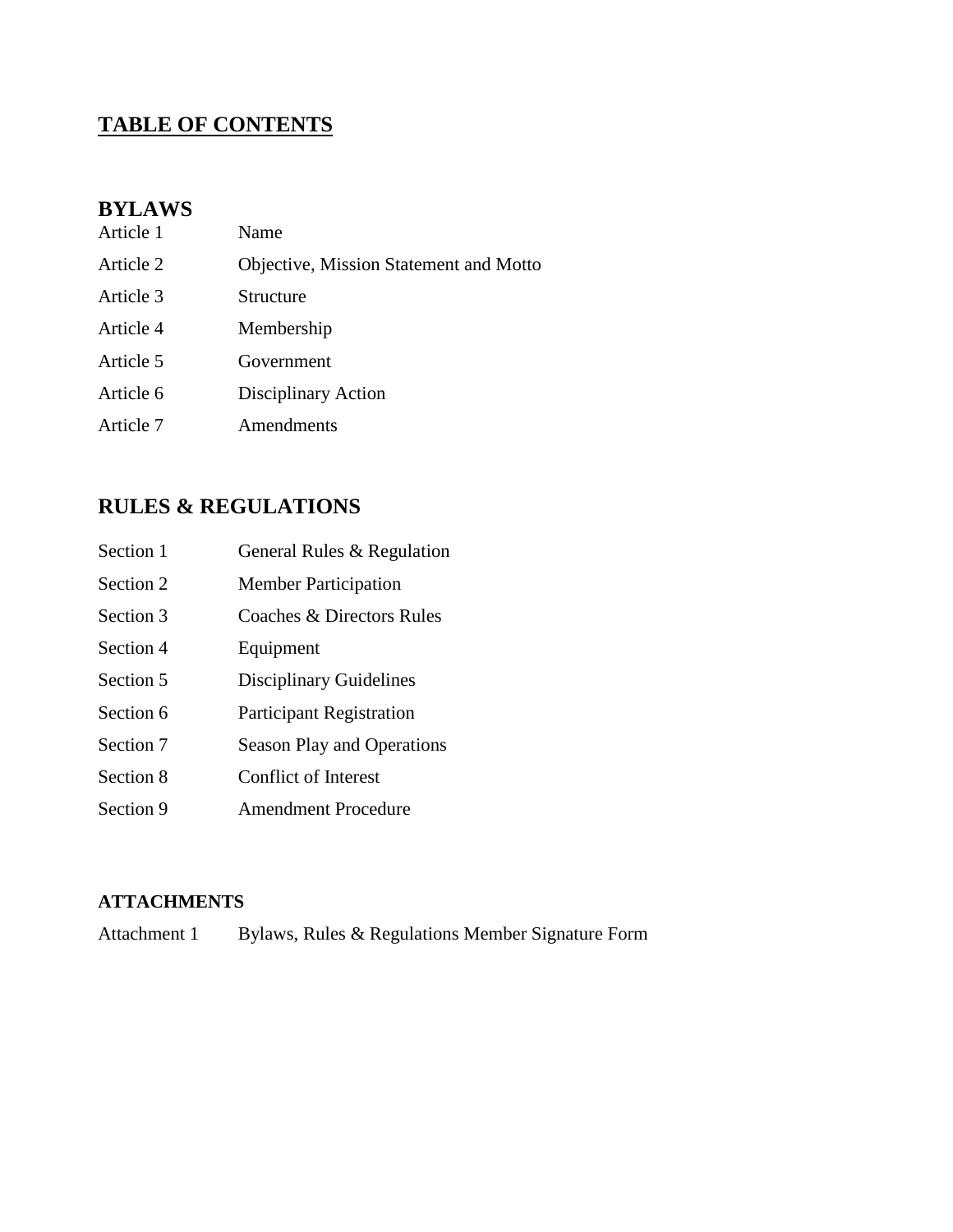# TABLE OF CONTENTS

## BYLAWS

| | |
|---|---|
| Article 1 | Name |
| Article 2 | Objective, Mission Statement and Motto |
| Article 3 | Structure |
| Article 4 | Membership |
| Article 5 | Government |
| Article 6 | Disciplinary Action |
| Article 7 | Amendments |

## RULES & REGULATIONS

| | |
|---|---|
| Section 1 | General Rules & Regulation |
| Section 2 | Member Participation |
| Section 3 | Coaches & Directors Rules |
| Section 4 | Equipment |
| Section 5 | Disciplinary Guidelines |
| Section 6 | Participant Registration |
| Section 7 | Season Play and Operations |
| Section 8 | Conflict of Interest |
| Section 9 | Amendment Procedure |

### ATTACHMENTS

| | |
|---|---|
| Attachment 1 | Bylaws, Rules & Regulations Member Signature Form |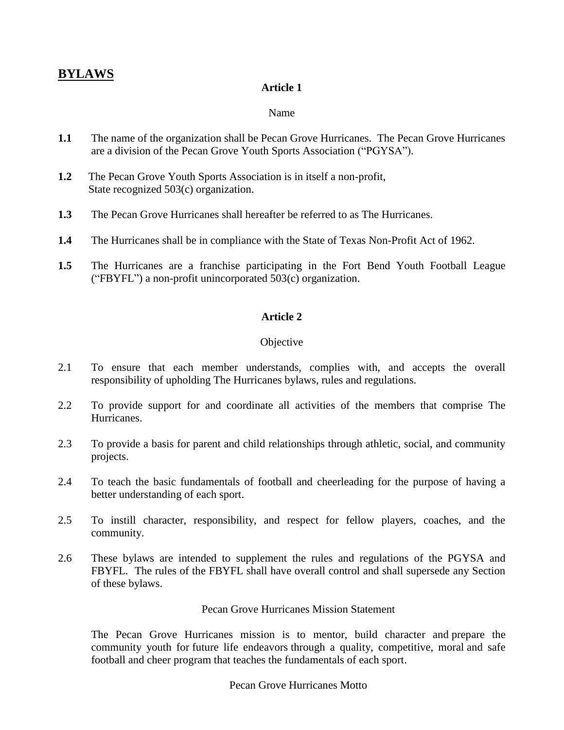# BYLAWS

## Article 1

Name

**1.1** The name of the organization shall be Pecan Grove Hurricanes. The Pecan Grove Hurricanes are a division of the Pecan Grove Youth Sports Association ("PGYSA").

**1.2** The Pecan Grove Youth Sports Association is in itself a non-profit, State recognized 503(c) organization.

**1.3** The Pecan Grove Hurricanes shall hereafter be referred to as The Hurricanes.

**1.4** The Hurricanes shall be in compliance with the State of Texas Non-Profit Act of 1962.

**1.5** The Hurricanes are a franchise participating in the Fort Bend Youth Football League ("FBYFL") a non-profit unincorporated 503(c) organization.

## Article 2

Objective

2.1 To ensure that each member understands, complies with, and accepts the overall responsibility of upholding The Hurricanes bylaws, rules and regulations.

2.2 To provide support for and coordinate all activities of the members that comprise The Hurricanes.

2.3 To provide a basis for parent and child relationships through athletic, social, and community projects.

2.4 To teach the basic fundamentals of football and cheerleading for the purpose of having a better understanding of each sport.

2.5 To instill character, responsibility, and respect for fellow players, coaches, and the community.

2.6 These bylaws are intended to supplement the rules and regulations of the PGYSA and FBYFL. The rules of the FBYFL shall have overall control and shall supersede any Section of these bylaws.

Pecan Grove Hurricanes Mission Statement

The Pecan Grove Hurricanes mission is to mentor, build character and prepare the community youth for future life endeavors through a quality, competitive, moral and safe football and cheer program that teaches the fundamentals of each sport.

Pecan Grove Hurricanes Motto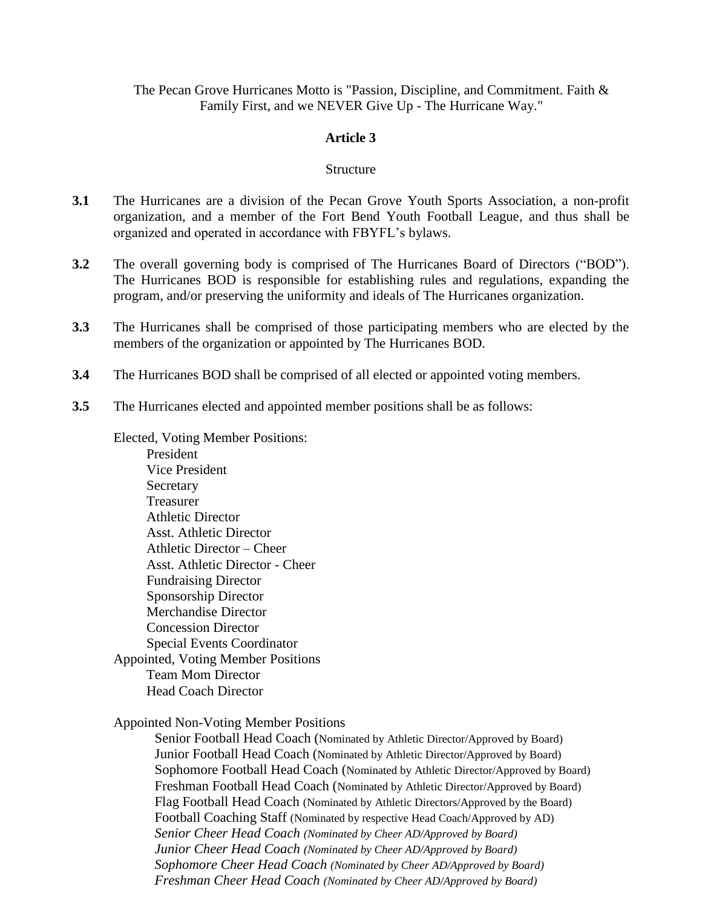The Pecan Grove Hurricanes Motto is "Passion, Discipline, and Commitment. Faith & Family First, and we NEVER Give Up - The Hurricane Way."

## Article 3

Structure

**3.1** The Hurricanes are a division of the Pecan Grove Youth Sports Association, a non-profit organization, and a member of the Fort Bend Youth Football League, and thus shall be organized and operated in accordance with FBYFL's bylaws.

**3.2** The overall governing body is comprised of The Hurricanes Board of Directors ("BOD"). The Hurricanes BOD is responsible for establishing rules and regulations, expanding the program, and/or preserving the uniformity and ideals of The Hurricanes organization.

**3.3** The Hurricanes shall be comprised of those participating members who are elected by the members of the organization or appointed by The Hurricanes BOD.

**3.4** The Hurricanes BOD shall be comprised of all elected or appointed voting members.

**3.5** The Hurricanes elected and appointed member positions shall be as follows:

Elected, Voting Member Positions:

- President
- Vice President
- Secretary
- Treasurer
- Athletic Director
- Asst. Athletic Director
- Athletic Director – Cheer
- Asst. Athletic Director - Cheer
- Fundraising Director
- Sponsorship Director
- Merchandise Director
- Concession Director
- Special Events Coordinator

Appointed, Voting Member Positions

- Team Mom Director
- Head Coach Director

Appointed Non-Voting Member Positions

- Senior Football Head Coach (Nominated by Athletic Director/Approved by Board)
- Junior Football Head Coach (Nominated by Athletic Director/Approved by Board)
- Sophomore Football Head Coach (Nominated by Athletic Director/Approved by Board)
- Freshman Football Head Coach (Nominated by Athletic Director/Approved by Board)
- Flag Football Head Coach (Nominated by Athletic Directors/Approved by the Board)
- Football Coaching Staff (Nominated by respective Head Coach/Approved by AD)
- *Senior Cheer Head Coach (Nominated by Cheer AD/Approved by Board)*
- *Junior Cheer Head Coach (Nominated by Cheer AD/Approved by Board)*
- *Sophomore Cheer Head Coach (Nominated by Cheer AD/Approved by Board)*
- *Freshman Cheer Head Coach (Nominated by Cheer AD/Approved by Board)*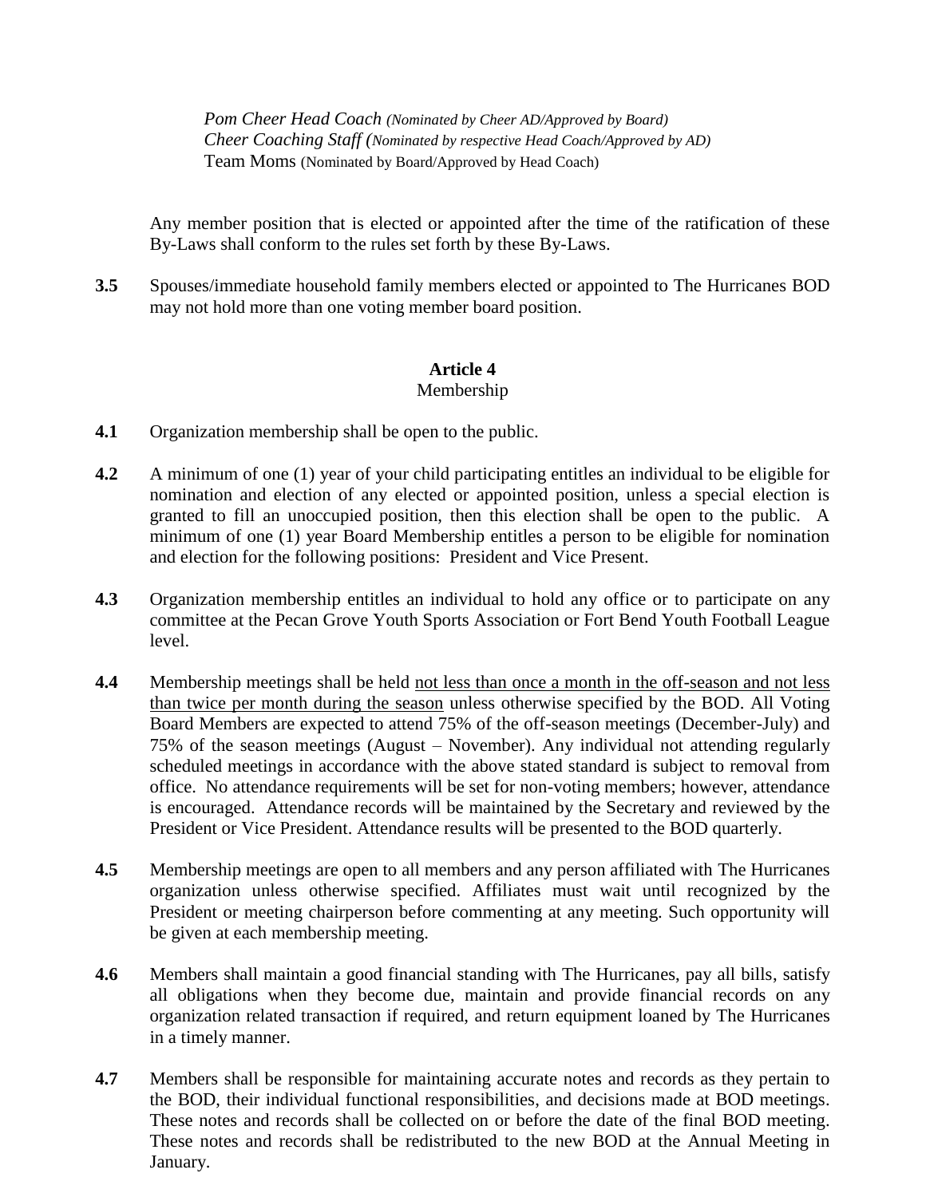*Pom Cheer Head Coach (Nominated by Cheer AD/Approved by Board)*
*Cheer Coaching Staff (Nominated by respective Head Coach/Approved by AD)*
Team Moms (Nominated by Board/Approved by Head Coach)

Any member position that is elected or appointed after the time of the ratification of these By-Laws shall conform to the rules set forth by these By-Laws.

**3.5** Spouses/immediate household family members elected or appointed to The Hurricanes BOD may not hold more than one voting member board position.

## Article 4
Membership

**4.1** Organization membership shall be open to the public.

**4.2** A minimum of one (1) year of your child participating entitles an individual to be eligible for nomination and election of any elected or appointed position, unless a special election is granted to fill an unoccupied position, then this election shall be open to the public. A minimum of one (1) year Board Membership entitles a person to be eligible for nomination and election for the following positions: President and Vice Present.

**4.3** Organization membership entitles an individual to hold any office or to participate on any committee at the Pecan Grove Youth Sports Association or Fort Bend Youth Football League level.

**4.4** Membership meetings shall be held <u>not less than once a month in the off-season and not less than twice per month during the season</u> unless otherwise specified by the BOD. All Voting Board Members are expected to attend 75% of the off-season meetings (December-July) and 75% of the season meetings (August – November). Any individual not attending regularly scheduled meetings in accordance with the above stated standard is subject to removal from office. No attendance requirements will be set for non-voting members; however, attendance is encouraged. Attendance records will be maintained by the Secretary and reviewed by the President or Vice President. Attendance results will be presented to the BOD quarterly.

**4.5** Membership meetings are open to all members and any person affiliated with The Hurricanes organization unless otherwise specified. Affiliates must wait until recognized by the President or meeting chairperson before commenting at any meeting. Such opportunity will be given at each membership meeting.

**4.6** Members shall maintain a good financial standing with The Hurricanes, pay all bills, satisfy all obligations when they become due, maintain and provide financial records on any organization related transaction if required, and return equipment loaned by The Hurricanes in a timely manner.

**4.7** Members shall be responsible for maintaining accurate notes and records as they pertain to the BOD, their individual functional responsibilities, and decisions made at BOD meetings. These notes and records shall be collected on or before the date of the final BOD meeting. These notes and records shall be redistributed to the new BOD at the Annual Meeting in January.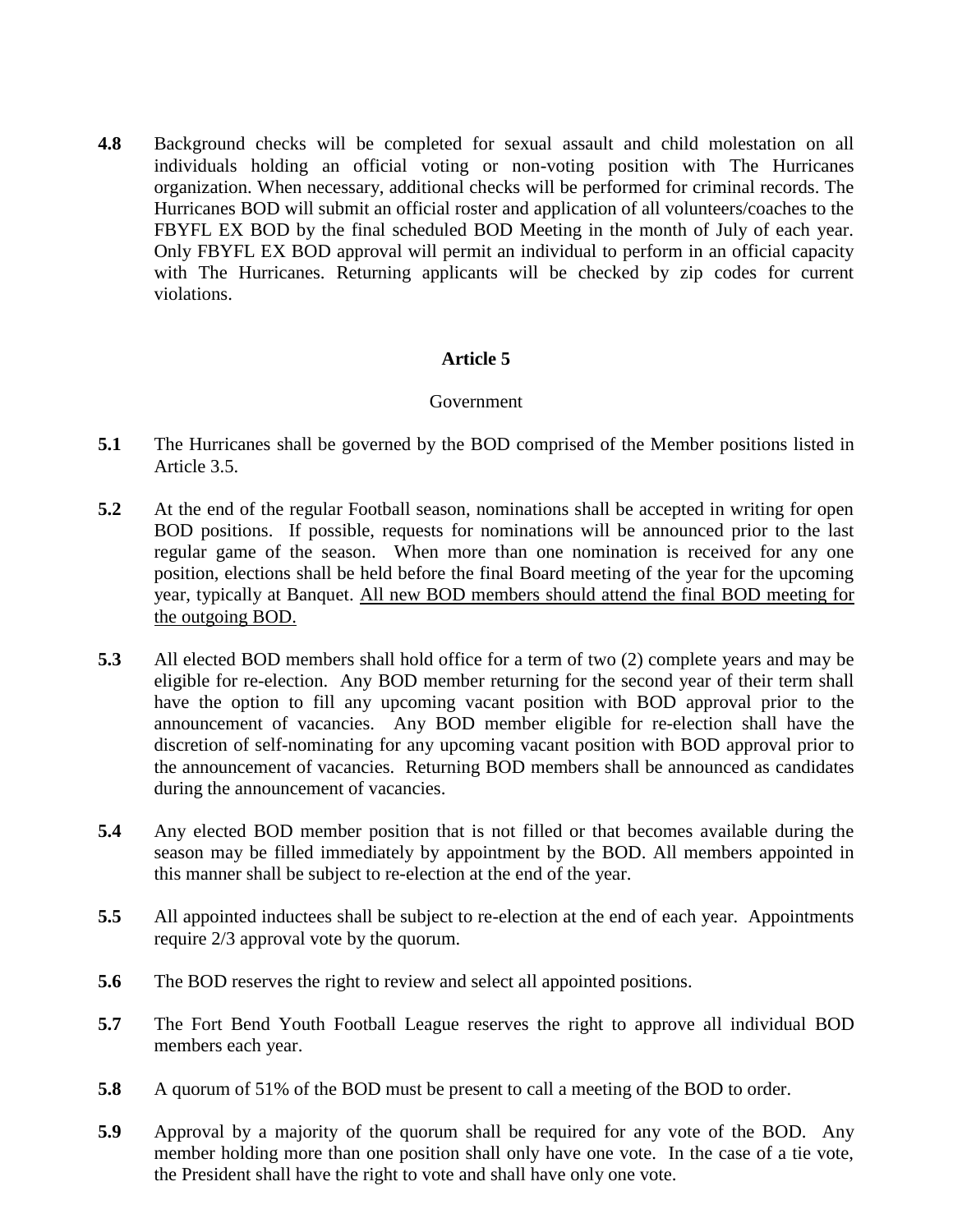**4.8** Background checks will be completed for sexual assault and child molestation on all individuals holding an official voting or non-voting position with The Hurricanes organization. When necessary, additional checks will be performed for criminal records. The Hurricanes BOD will submit an official roster and application of all volunteers/coaches to the FBYFL EX BOD by the final scheduled BOD Meeting in the month of July of each year. Only FBYFL EX BOD approval will permit an individual to perform in an official capacity with The Hurricanes. Returning applicants will be checked by zip codes for current violations.

## Article 5

Government

**5.1** The Hurricanes shall be governed by the BOD comprised of the Member positions listed in Article 3.5.

**5.2** At the end of the regular Football season, nominations shall be accepted in writing for open BOD positions. If possible, requests for nominations will be announced prior to the last regular game of the season. When more than one nomination is received for any one position, elections shall be held before the final Board meeting of the year for the upcoming year, typically at Banquet. <u>All new BOD members should attend the final BOD meeting for the outgoing BOD.</u>

**5.3** All elected BOD members shall hold office for a term of two (2) complete years and may be eligible for re-election. Any BOD member returning for the second year of their term shall have the option to fill any upcoming vacant position with BOD approval prior to the announcement of vacancies. Any BOD member eligible for re-election shall have the discretion of self-nominating for any upcoming vacant position with BOD approval prior to the announcement of vacancies. Returning BOD members shall be announced as candidates during the announcement of vacancies.

**5.4** Any elected BOD member position that is not filled or that becomes available during the season may be filled immediately by appointment by the BOD. All members appointed in this manner shall be subject to re-election at the end of the year.

**5.5** All appointed inductees shall be subject to re-election at the end of each year. Appointments require 2/3 approval vote by the quorum.

**5.6** The BOD reserves the right to review and select all appointed positions.

**5.7** The Fort Bend Youth Football League reserves the right to approve all individual BOD members each year.

**5.8** A quorum of 51% of the BOD must be present to call a meeting of the BOD to order.

**5.9** Approval by a majority of the quorum shall be required for any vote of the BOD. Any member holding more than one position shall only have one vote. In the case of a tie vote, the President shall have the right to vote and shall have only one vote.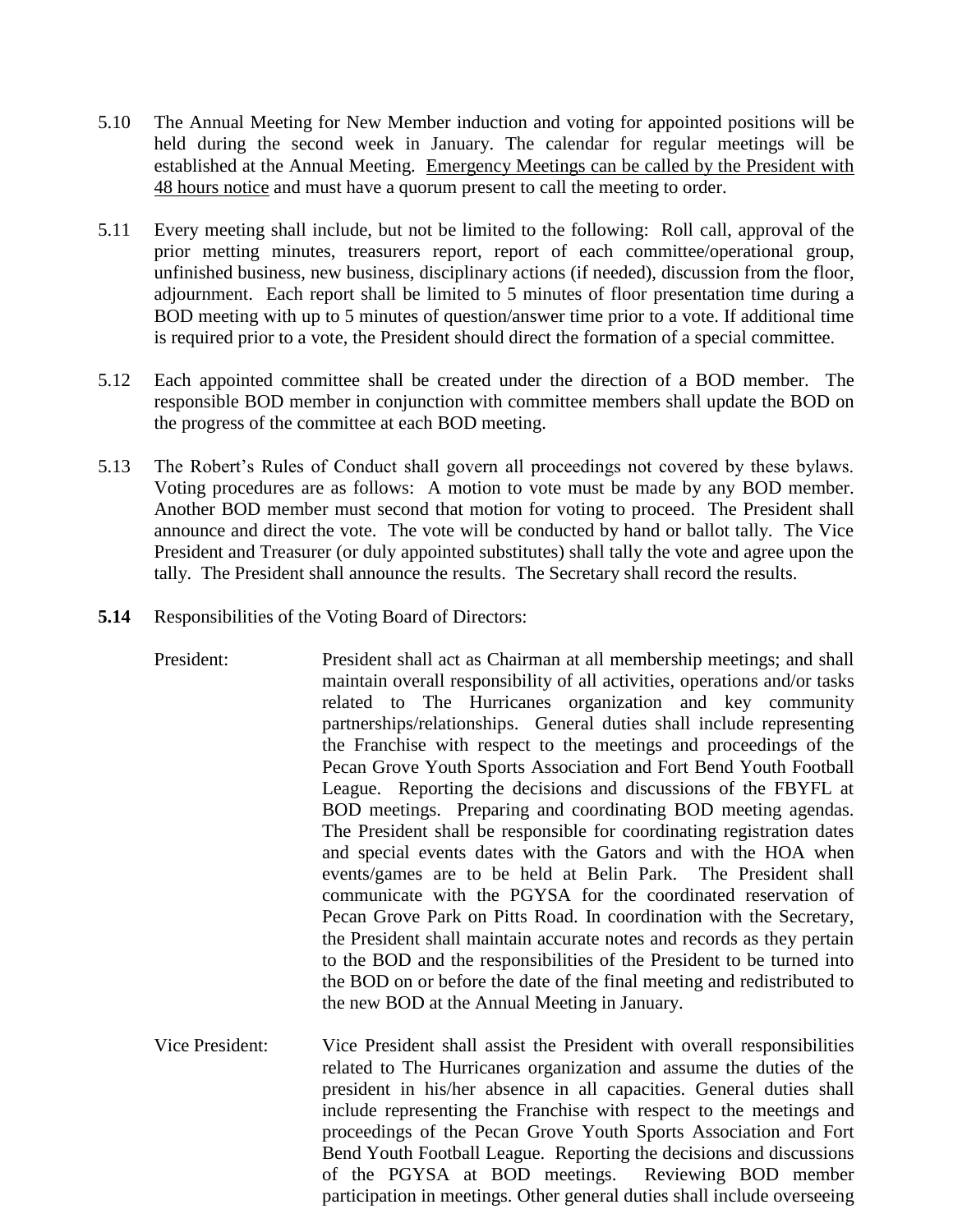5.10 The Annual Meeting for New Member induction and voting for appointed positions will be held during the second week in January. The calendar for regular meetings will be established at the Annual Meeting. <u>Emergency Meetings can be called by the President with 48 hours notice</u> and must have a quorum present to call the meeting to order.

5.11 Every meeting shall include, but not be limited to the following: Roll call, approval of the prior metting minutes, treasurers report, report of each committee/operational group, unfinished business, new business, disciplinary actions (if needed), discussion from the floor, adjournment. Each report shall be limited to 5 minutes of floor presentation time during a BOD meeting with up to 5 minutes of question/answer time prior to a vote. If additional time is required prior to a vote, the President should direct the formation of a special committee.

5.12 Each appointed committee shall be created under the direction of a BOD member. The responsible BOD member in conjunction with committee members shall update the BOD on the progress of the committee at each BOD meeting.

5.13 The Robert's Rules of Conduct shall govern all proceedings not covered by these bylaws. Voting procedures are as follows: A motion to vote must be made by any BOD member. Another BOD member must second that motion for voting to proceed. The President shall announce and direct the vote. The vote will be conducted by hand or ballot tally. The Vice President and Treasurer (or duly appointed substitutes) shall tally the vote and agree upon the tally. The President shall announce the results. The Secretary shall record the results.

**5.14** Responsibilities of the Voting Board of Directors:

President: President shall act as Chairman at all membership meetings; and shall maintain overall responsibility of all activities, operations and/or tasks related to The Hurricanes organization and key community partnerships/relationships. General duties shall include representing the Franchise with respect to the meetings and proceedings of the Pecan Grove Youth Sports Association and Fort Bend Youth Football League. Reporting the decisions and discussions of the FBYFL at BOD meetings. Preparing and coordinating BOD meeting agendas. The President shall be responsible for coordinating registration dates and special events dates with the Gators and with the HOA when events/games are to be held at Belin Park. The President shall communicate with the PGYSA for the coordinated reservation of Pecan Grove Park on Pitts Road. In coordination with the Secretary, the President shall maintain accurate notes and records as they pertain to the BOD and the responsibilities of the President to be turned into the BOD on or before the date of the final meeting and redistributed to the new BOD at the Annual Meeting in January.

Vice President: Vice President shall assist the President with overall responsibilities related to The Hurricanes organization and assume the duties of the president in his/her absence in all capacities. General duties shall include representing the Franchise with respect to the meetings and proceedings of the Pecan Grove Youth Sports Association and Fort Bend Youth Football League. Reporting the decisions and discussions of the PGYSA at BOD meetings. Reviewing BOD member participation in meetings. Other general duties shall include overseeing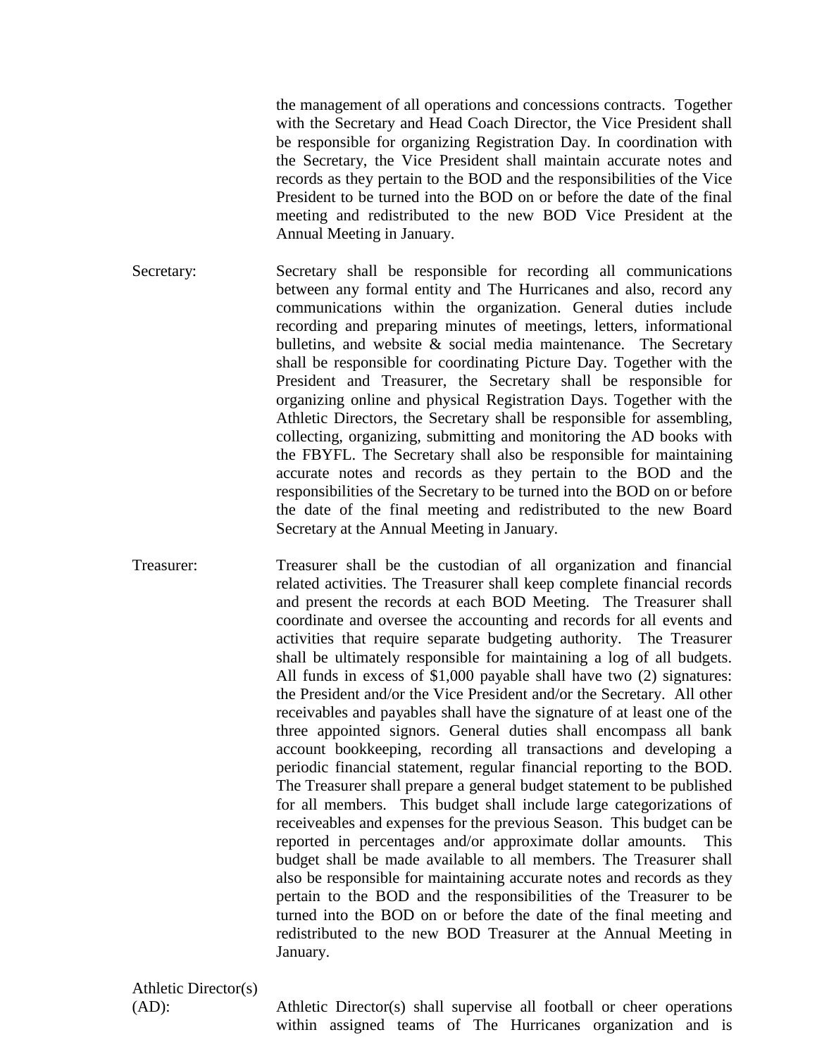the management of all operations and concessions contracts. Together with the Secretary and Head Coach Director, the Vice President shall be responsible for organizing Registration Day. In coordination with the Secretary, the Vice President shall maintain accurate notes and records as they pertain to the BOD and the responsibilities of the Vice President to be turned into the BOD on or before the date of the final meeting and redistributed to the new BOD Vice President at the Annual Meeting in January.

Secretary: Secretary shall be responsible for recording all communications between any formal entity and The Hurricanes and also, record any communications within the organization. General duties include recording and preparing minutes of meetings, letters, informational bulletins, and website & social media maintenance. The Secretary shall be responsible for coordinating Picture Day. Together with the President and Treasurer, the Secretary shall be responsible for organizing online and physical Registration Days. Together with the Athletic Directors, the Secretary shall be responsible for assembling, collecting, organizing, submitting and monitoring the AD books with the FBYFL. The Secretary shall also be responsible for maintaining accurate notes and records as they pertain to the BOD and the responsibilities of the Secretary to be turned into the BOD on or before the date of the final meeting and redistributed to the new Board Secretary at the Annual Meeting in January.

Treasurer: Treasurer shall be the custodian of all organization and financial related activities. The Treasurer shall keep complete financial records and present the records at each BOD Meeting. The Treasurer shall coordinate and oversee the accounting and records for all events and activities that require separate budgeting authority. The Treasurer shall be ultimately responsible for maintaining a log of all budgets. All funds in excess of $1,000 payable shall have two (2) signatures: the President and/or the Vice President and/or the Secretary. All other receivables and payables shall have the signature of at least one of the three appointed signors. General duties shall encompass all bank account bookkeeping, recording all transactions and developing a periodic financial statement, regular financial reporting to the BOD. The Treasurer shall prepare a general budget statement to be published for all members. This budget shall include large categorizations of receiveables and expenses for the previous Season. This budget can be reported in percentages and/or approximate dollar amounts. This budget shall be made available to all members. The Treasurer shall also be responsible for maintaining accurate notes and records as they pertain to the BOD and the responsibilities of the Treasurer to be turned into the BOD on or before the date of the final meeting and redistributed to the new BOD Treasurer at the Annual Meeting in January.

Athletic Director(s) (AD): Athletic Director(s) shall supervise all football or cheer operations within assigned teams of The Hurricanes organization and is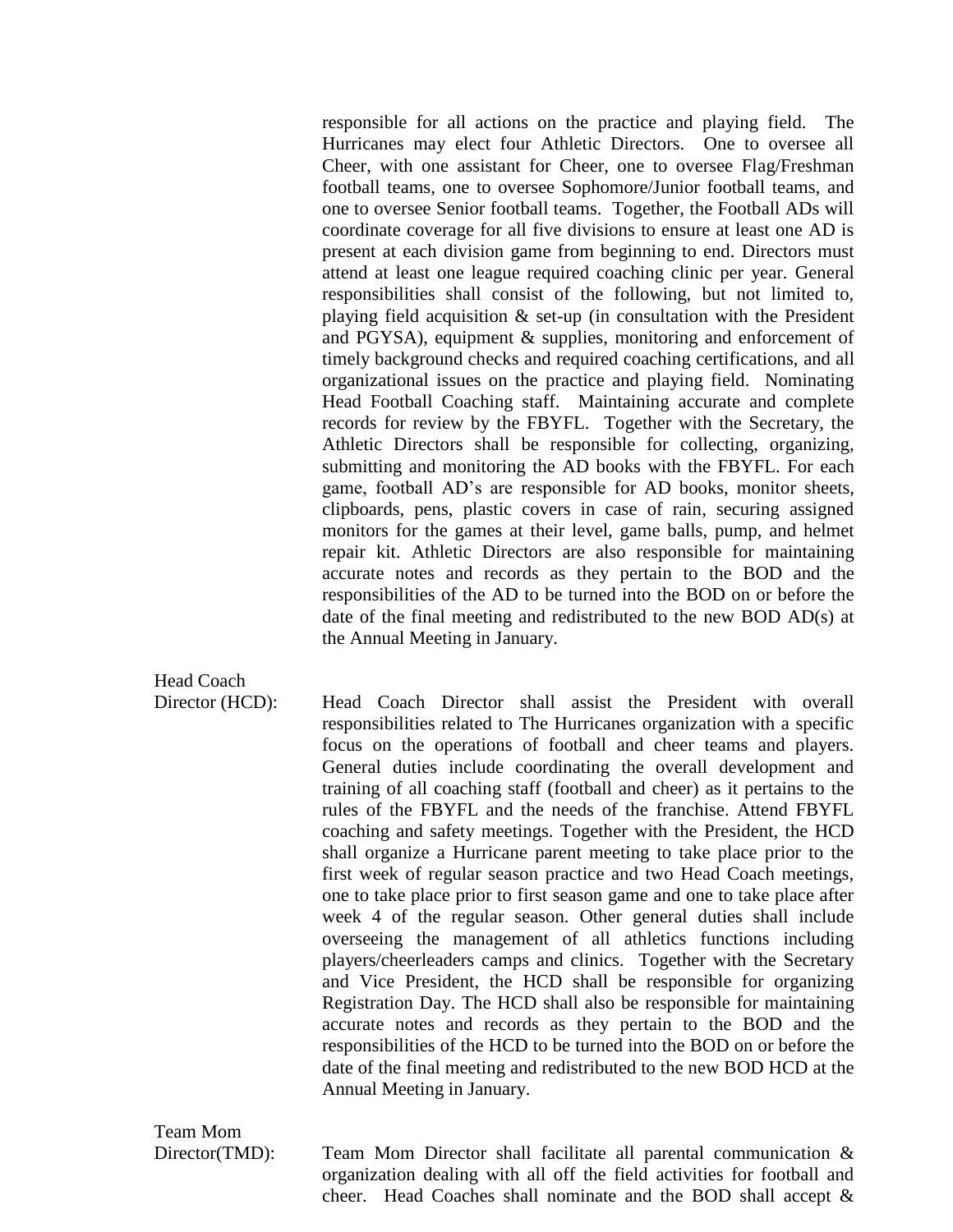responsible for all actions on the practice and playing field. The Hurricanes may elect four Athletic Directors. One to oversee all Cheer, with one assistant for Cheer, one to oversee Flag/Freshman football teams, one to oversee Sophomore/Junior football teams, and one to oversee Senior football teams. Together, the Football ADs will coordinate coverage for all five divisions to ensure at least one AD is present at each division game from beginning to end. Directors must attend at least one league required coaching clinic per year. General responsibilities shall consist of the following, but not limited to, playing field acquisition & set-up (in consultation with the President and PGYSA), equipment & supplies, monitoring and enforcement of timely background checks and required coaching certifications, and all organizational issues on the practice and playing field. Nominating Head Football Coaching staff. Maintaining accurate and complete records for review by the FBYFL. Together with the Secretary, the Athletic Directors shall be responsible for collecting, organizing, submitting and monitoring the AD books with the FBYFL. For each game, football AD's are responsible for AD books, monitor sheets, clipboards, pens, plastic covers in case of rain, securing assigned monitors for the games at their level, game balls, pump, and helmet repair kit. Athletic Directors are also responsible for maintaining accurate notes and records as they pertain to the BOD and the responsibilities of the AD to be turned into the BOD on or before the date of the final meeting and redistributed to the new BOD AD(s) at the Annual Meeting in January.

Head Coach Director (HCD): Head Coach Director shall assist the President with overall responsibilities related to The Hurricanes organization with a specific focus on the operations of football and cheer teams and players. General duties include coordinating the overall development and training of all coaching staff (football and cheer) as it pertains to the rules of the FBYFL and the needs of the franchise. Attend FBYFL coaching and safety meetings. Together with the President, the HCD shall organize a Hurricane parent meeting to take place prior to the first week of regular season practice and two Head Coach meetings, one to take place prior to first season game and one to take place after week 4 of the regular season. Other general duties shall include overseeing the management of all athletics functions including players/cheerleaders camps and clinics. Together with the Secretary and Vice President, the HCD shall be responsible for organizing Registration Day. The HCD shall also be responsible for maintaining accurate notes and records as they pertain to the BOD and the responsibilities of the HCD to be turned into the BOD on or before the date of the final meeting and redistributed to the new BOD HCD at the Annual Meeting in January.

Team Mom Director(TMD): Team Mom Director shall facilitate all parental communication & organization dealing with all off the field activities for football and cheer. Head Coaches shall nominate and the BOD shall accept &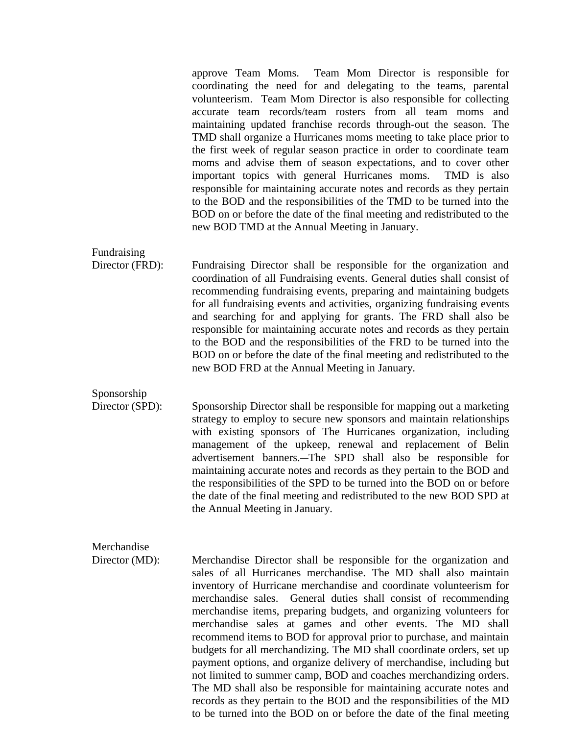approve Team Moms. Team Mom Director is responsible for coordinating the need for and delegating to the teams, parental volunteerism. Team Mom Director is also responsible for collecting accurate team records/team rosters from all team moms and maintaining updated franchise records through-out the season. The TMD shall organize a Hurricanes moms meeting to take place prior to the first week of regular season practice in order to coordinate team moms and advise them of season expectations, and to cover other important topics with general Hurricanes moms. TMD is also responsible for maintaining accurate notes and records as they pertain to the BOD and the responsibilities of the TMD to be turned into the BOD on or before the date of the final meeting and redistributed to the new BOD TMD at the Annual Meeting in January.

**Fundraising Director (FRD):** Fundraising Director shall be responsible for the organization and coordination of all Fundraising events. General duties shall consist of recommending fundraising events, preparing and maintaining budgets for all fundraising events and activities, organizing fundraising events and searching for and applying for grants. The FRD shall also be responsible for maintaining accurate notes and records as they pertain to the BOD and the responsibilities of the FRD to be turned into the BOD on or before the date of the final meeting and redistributed to the new BOD FRD at the Annual Meeting in January.

**Sponsorship Director (SPD):** Sponsorship Director shall be responsible for mapping out a marketing strategy to employ to secure new sponsors and maintain relationships with existing sponsors of The Hurricanes organization, including management of the upkeep, renewal and replacement of Belin advertisement banners. The SPD shall also be responsible for maintaining accurate notes and records as they pertain to the BOD and the responsibilities of the SPD to be turned into the BOD on or before the date of the final meeting and redistributed to the new BOD SPD at the Annual Meeting in January.

**Merchandise Director (MD):** Merchandise Director shall be responsible for the organization and sales of all Hurricanes merchandise. The MD shall also maintain inventory of Hurricane merchandise and coordinate volunteerism for merchandise sales. General duties shall consist of recommending merchandise items, preparing budgets, and organizing volunteers for merchandise sales at games and other events. The MD shall recommend items to BOD for approval prior to purchase, and maintain budgets for all merchandizing. The MD shall coordinate orders, set up payment options, and organize delivery of merchandise, including but not limited to summer camp, BOD and coaches merchandizing orders. The MD shall also be responsible for maintaining accurate notes and records as they pertain to the BOD and the responsibilities of the MD to be turned into the BOD on or before the date of the final meeting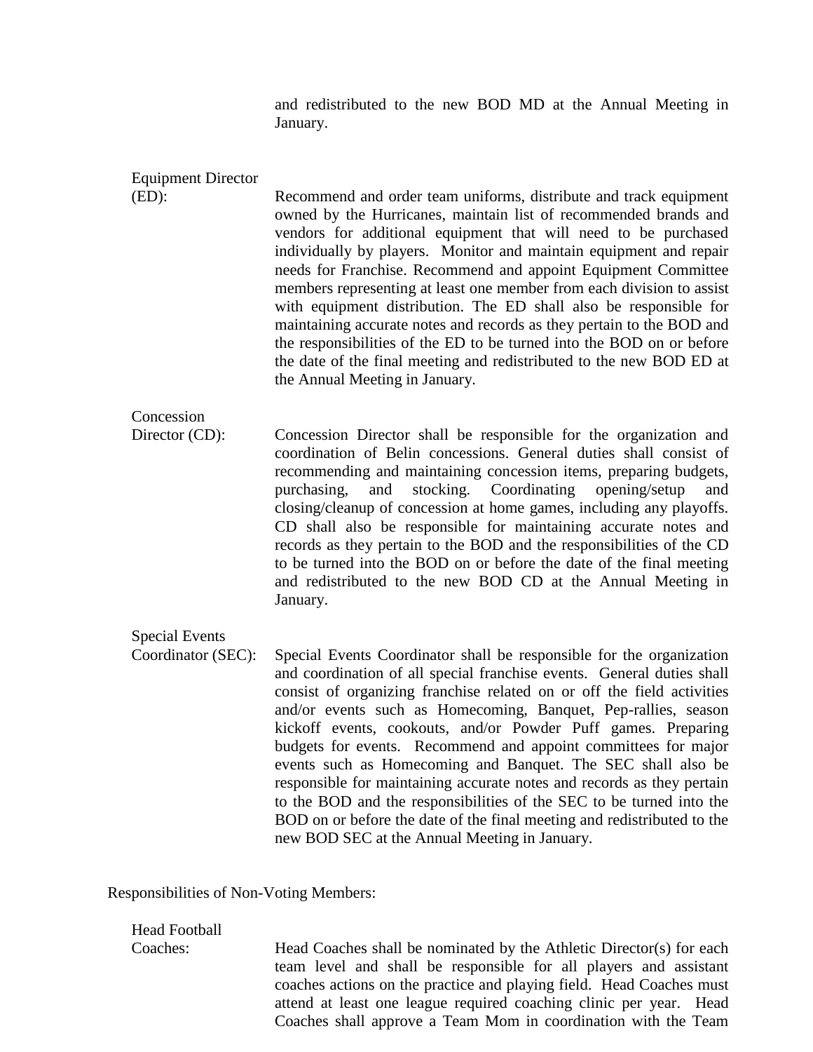and redistributed to the new BOD MD at the Annual Meeting in January.

**Equipment Director (ED):** Recommend and order team uniforms, distribute and track equipment owned by the Hurricanes, maintain list of recommended brands and vendors for additional equipment that will need to be purchased individually by players. Monitor and maintain equipment and repair needs for Franchise. Recommend and appoint Equipment Committee members representing at least one member from each division to assist with equipment distribution. The ED shall also be responsible for maintaining accurate notes and records as they pertain to the BOD and the responsibilities of the ED to be turned into the BOD on or before the date of the final meeting and redistributed to the new BOD ED at the Annual Meeting in January.

**Concession Director (CD):** Concession Director shall be responsible for the organization and coordination of Belin concessions. General duties shall consist of recommending and maintaining concession items, preparing budgets, purchasing, and stocking. Coordinating opening/setup and closing/cleanup of concession at home games, including any playoffs. CD shall also be responsible for maintaining accurate notes and records as they pertain to the BOD and the responsibilities of the CD to be turned into the BOD on or before the date of the final meeting and redistributed to the new BOD CD at the Annual Meeting in January.

**Special Events Coordinator (SEC):** Special Events Coordinator shall be responsible for the organization and coordination of all special franchise events. General duties shall consist of organizing franchise related on or off the field activities and/or events such as Homecoming, Banquet, Pep-rallies, season kickoff events, cookouts, and/or Powder Puff games. Preparing budgets for events. Recommend and appoint committees for major events such as Homecoming and Banquet. The SEC shall also be responsible for maintaining accurate notes and records as they pertain to the BOD and the responsibilities of the SEC to be turned into the BOD on or before the date of the final meeting and redistributed to the new BOD SEC at the Annual Meeting in January.

Responsibilities of Non-Voting Members:

**Head Football Coaches:** Head Coaches shall be nominated by the Athletic Director(s) for each team level and shall be responsible for all players and assistant coaches actions on the practice and playing field. Head Coaches must attend at least one league required coaching clinic per year. Head Coaches shall approve a Team Mom in coordination with the Team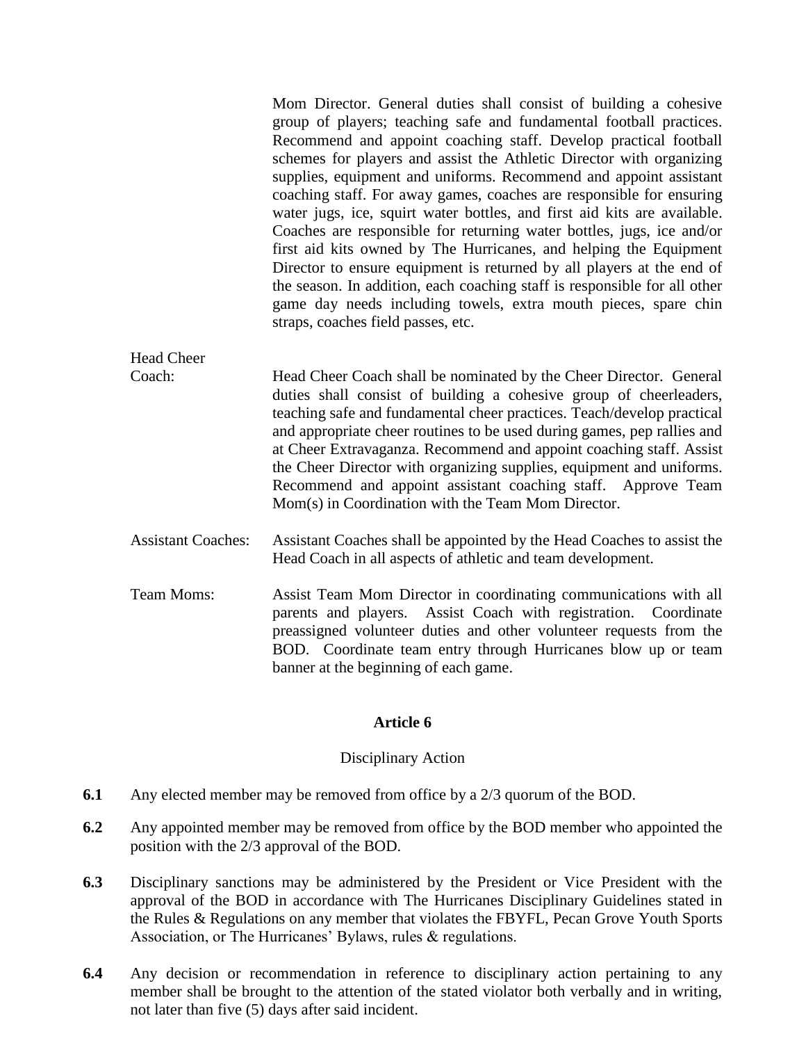Mom Director. General duties shall consist of building a cohesive group of players; teaching safe and fundamental football practices. Recommend and appoint coaching staff. Develop practical football schemes for players and assist the Athletic Director with organizing supplies, equipment and uniforms. Recommend and appoint assistant coaching staff. For away games, coaches are responsible for ensuring water jugs, ice, squirt water bottles, and first aid kits are available. Coaches are responsible for returning water bottles, jugs, ice and/or first aid kits owned by The Hurricanes, and helping the Equipment Director to ensure equipment is returned by all players at the end of the season. In addition, each coaching staff is responsible for all other game day needs including towels, extra mouth pieces, spare chin straps, coaches field passes, etc.

Head Cheer Coach: Head Cheer Coach shall be nominated by the Cheer Director. General duties shall consist of building a cohesive group of cheerleaders, teaching safe and fundamental cheer practices. Teach/develop practical and appropriate cheer routines to be used during games, pep rallies and at Cheer Extravaganza. Recommend and appoint coaching staff. Assist the Cheer Director with organizing supplies, equipment and uniforms. Recommend and appoint assistant coaching staff. Approve Team Mom(s) in Coordination with the Team Mom Director.

Assistant Coaches: Assistant Coaches shall be appointed by the Head Coaches to assist the Head Coach in all aspects of athletic and team development.

Team Moms: Assist Team Mom Director in coordinating communications with all parents and players. Assist Coach with registration. Coordinate preassigned volunteer duties and other volunteer requests from the BOD. Coordinate team entry through Hurricanes blow up or team banner at the beginning of each game.

## Article 6

Disciplinary Action

**6.1** Any elected member may be removed from office by a 2/3 quorum of the BOD.

**6.2** Any appointed member may be removed from office by the BOD member who appointed the position with the 2/3 approval of the BOD.

**6.3** Disciplinary sanctions may be administered by the President or Vice President with the approval of the BOD in accordance with The Hurricanes Disciplinary Guidelines stated in the Rules & Regulations on any member that violates the FBYFL, Pecan Grove Youth Sports Association, or The Hurricanes' Bylaws, rules & regulations.

**6.4** Any decision or recommendation in reference to disciplinary action pertaining to any member shall be brought to the attention of the stated violator both verbally and in writing, not later than five (5) days after said incident.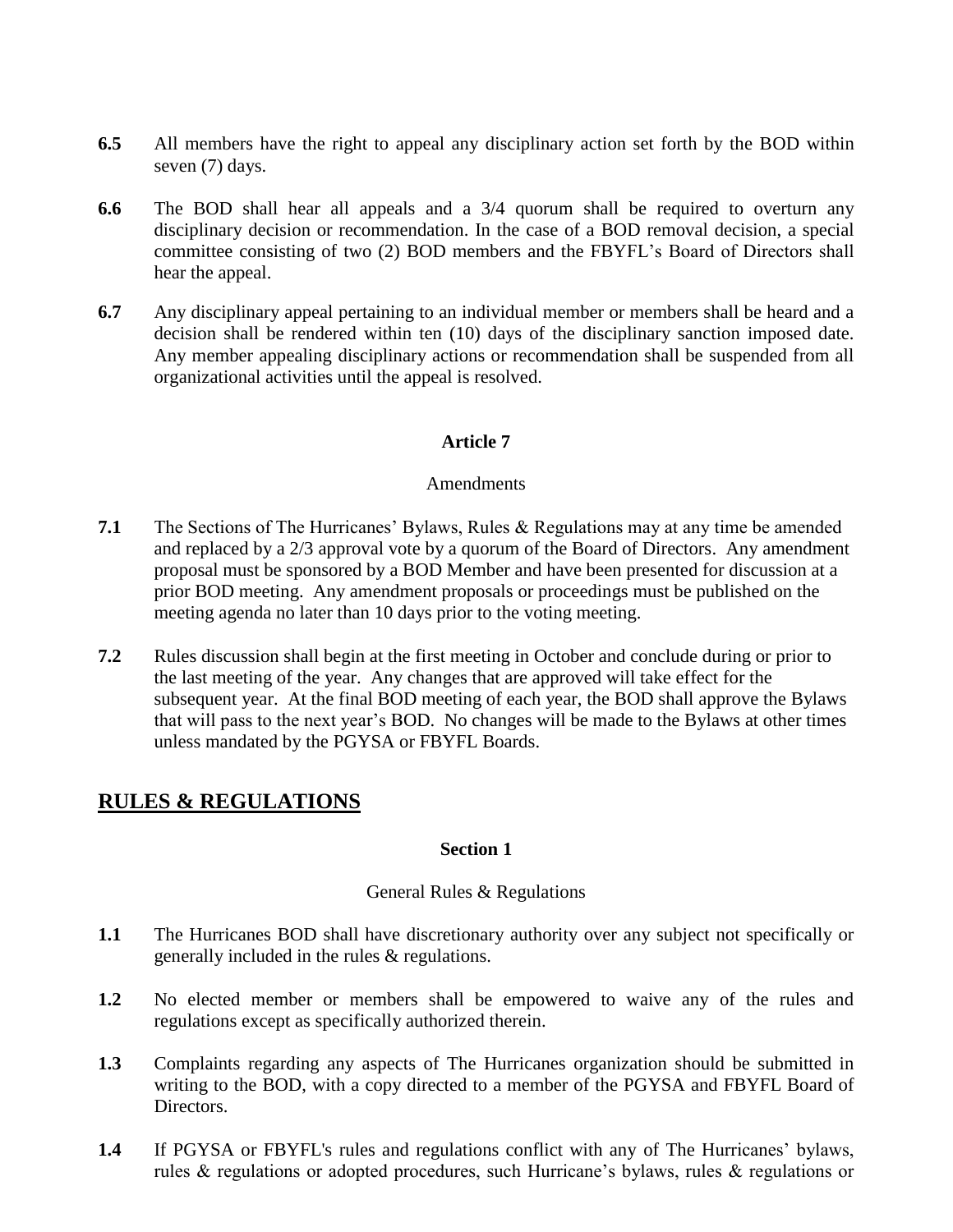**6.5** All members have the right to appeal any disciplinary action set forth by the BOD within seven (7) days.

**6.6** The BOD shall hear all appeals and a 3/4 quorum shall be required to overturn any disciplinary decision or recommendation. In the case of a BOD removal decision, a special committee consisting of two (2) BOD members and the FBYFL's Board of Directors shall hear the appeal.

**6.7** Any disciplinary appeal pertaining to an individual member or members shall be heard and a decision shall be rendered within ten (10) days of the disciplinary sanction imposed date. Any member appealing disciplinary actions or recommendation shall be suspended from all organizational activities until the appeal is resolved.

**Article 7**

Amendments

**7.1** The Sections of The Hurricanes' Bylaws, Rules & Regulations may at any time be amended and replaced by a 2/3 approval vote by a quorum of the Board of Directors. Any amendment proposal must be sponsored by a BOD Member and have been presented for discussion at a prior BOD meeting. Any amendment proposals or proceedings must be published on the meeting agenda no later than 10 days prior to the voting meeting.

**7.2** Rules discussion shall begin at the first meeting in October and conclude during or prior to the last meeting of the year. Any changes that are approved will take effect for the subsequent year. At the final BOD meeting of each year, the BOD shall approve the Bylaws that will pass to the next year's BOD. No changes will be made to the Bylaws at other times unless mandated by the PGYSA or FBYFL Boards.

## RULES & REGULATIONS

**Section 1**

General Rules & Regulations

**1.1** The Hurricanes BOD shall have discretionary authority over any subject not specifically or generally included in the rules & regulations.

**1.2** No elected member or members shall be empowered to waive any of the rules and regulations except as specifically authorized therein.

**1.3** Complaints regarding any aspects of The Hurricanes organization should be submitted in writing to the BOD, with a copy directed to a member of the PGYSA and FBYFL Board of Directors.

**1.4** If PGYSA or FBYFL's rules and regulations conflict with any of The Hurricanes' bylaws, rules & regulations or adopted procedures, such Hurricane's bylaws, rules & regulations or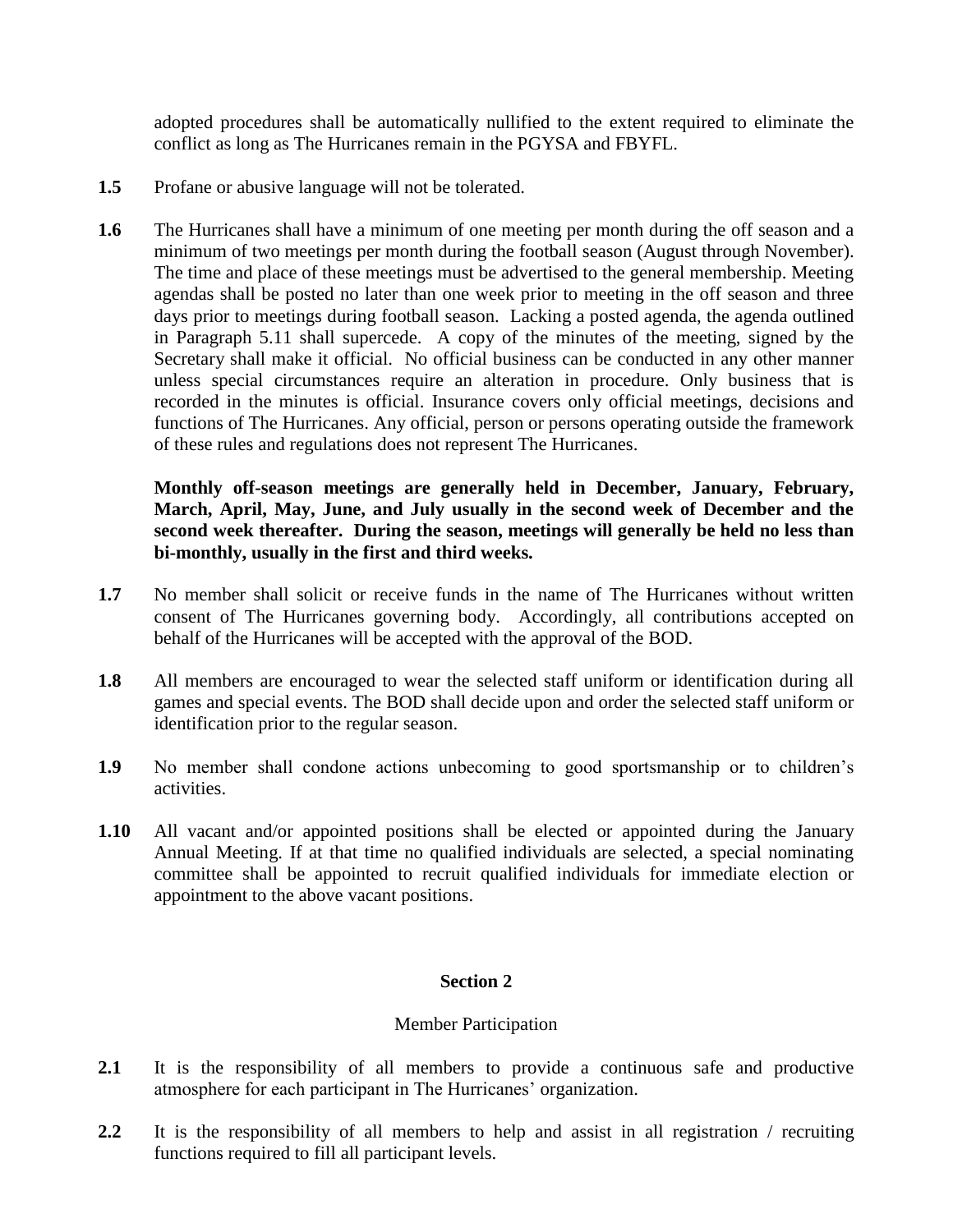adopted procedures shall be automatically nullified to the extent required to eliminate the conflict as long as The Hurricanes remain in the PGYSA and FBYFL.

**1.5** Profane or abusive language will not be tolerated.

**1.6** The Hurricanes shall have a minimum of one meeting per month during the off season and a minimum of two meetings per month during the football season (August through November). The time and place of these meetings must be advertised to the general membership. Meeting agendas shall be posted no later than one week prior to meeting in the off season and three days prior to meetings during football season. Lacking a posted agenda, the agenda outlined in Paragraph 5.11 shall supercede. A copy of the minutes of the meeting, signed by the Secretary shall make it official. No official business can be conducted in any other manner unless special circumstances require an alteration in procedure. Only business that is recorded in the minutes is official. Insurance covers only official meetings, decisions and functions of The Hurricanes. Any official, person or persons operating outside the framework of these rules and regulations does not represent The Hurricanes.

**Monthly off-season meetings are generally held in December, January, February, March, April, May, June, and July usually in the second week of December and the second week thereafter. During the season, meetings will generally be held no less than bi-monthly, usually in the first and third weeks.**

**1.7** No member shall solicit or receive funds in the name of The Hurricanes without written consent of The Hurricanes governing body. Accordingly, all contributions accepted on behalf of the Hurricanes will be accepted with the approval of the BOD.

**1.8** All members are encouraged to wear the selected staff uniform or identification during all games and special events. The BOD shall decide upon and order the selected staff uniform or identification prior to the regular season.

**1.9** No member shall condone actions unbecoming to good sportsmanship or to children's activities.

**1.10** All vacant and/or appointed positions shall be elected or appointed during the January Annual Meeting. If at that time no qualified individuals are selected, a special nominating committee shall be appointed to recruit qualified individuals for immediate election or appointment to the above vacant positions.

## Section 2

### Member Participation

**2.1** It is the responsibility of all members to provide a continuous safe and productive atmosphere for each participant in The Hurricanes' organization.

**2.2** It is the responsibility of all members to help and assist in all registration / recruiting functions required to fill all participant levels.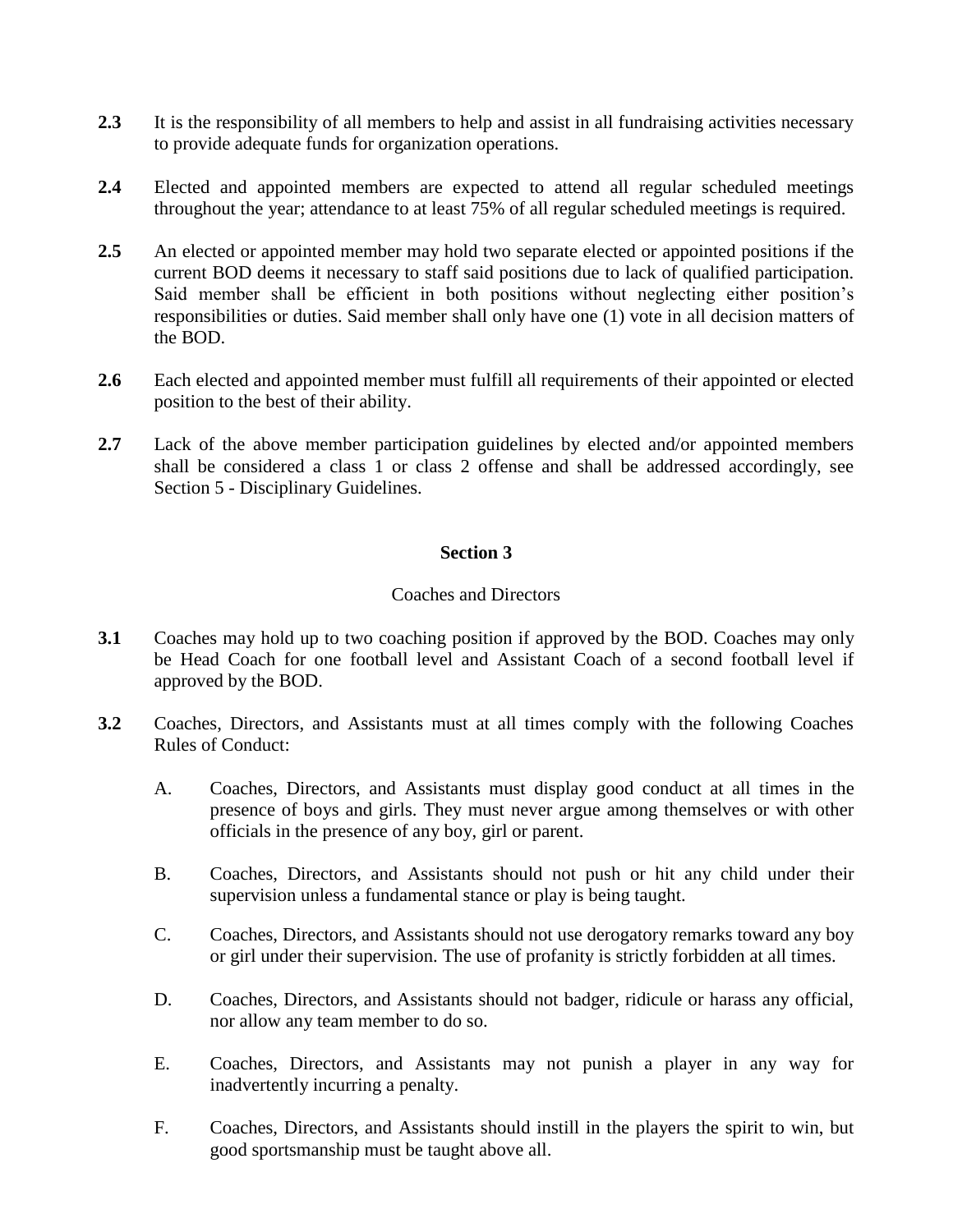**2.3** It is the responsibility of all members to help and assist in all fundraising activities necessary to provide adequate funds for organization operations.

**2.4** Elected and appointed members are expected to attend all regular scheduled meetings throughout the year; attendance to at least 75% of all regular scheduled meetings is required.

**2.5** An elected or appointed member may hold two separate elected or appointed positions if the current BOD deems it necessary to staff said positions due to lack of qualified participation. Said member shall be efficient in both positions without neglecting either position's responsibilities or duties. Said member shall only have one (1) vote in all decision matters of the BOD.

**2.6** Each elected and appointed member must fulfill all requirements of their appointed or elected position to the best of their ability.

**2.7** Lack of the above member participation guidelines by elected and/or appointed members shall be considered a class 1 or class 2 offense and shall be addressed accordingly, see Section 5 - Disciplinary Guidelines.

## Section 3

Coaches and Directors

**3.1** Coaches may hold up to two coaching position if approved by the BOD. Coaches may only be Head Coach for one football level and Assistant Coach of a second football level if approved by the BOD.

**3.2** Coaches, Directors, and Assistants must at all times comply with the following Coaches Rules of Conduct:

A. Coaches, Directors, and Assistants must display good conduct at all times in the presence of boys and girls. They must never argue among themselves or with other officials in the presence of any boy, girl or parent.

B. Coaches, Directors, and Assistants should not push or hit any child under their supervision unless a fundamental stance or play is being taught.

C. Coaches, Directors, and Assistants should not use derogatory remarks toward any boy or girl under their supervision. The use of profanity is strictly forbidden at all times.

D. Coaches, Directors, and Assistants should not badger, ridicule or harass any official, nor allow any team member to do so.

E. Coaches, Directors, and Assistants may not punish a player in any way for inadvertently incurring a penalty.

F. Coaches, Directors, and Assistants should instill in the players the spirit to win, but good sportsmanship must be taught above all.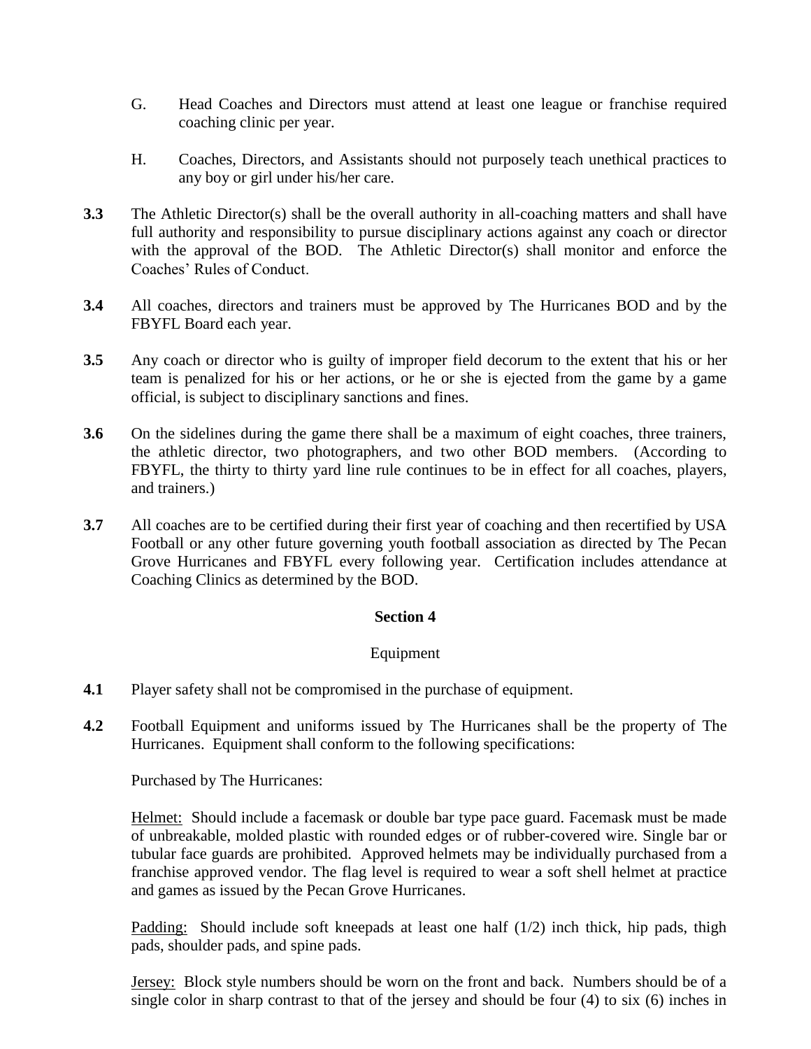G. Head Coaches and Directors must attend at least one league or franchise required coaching clinic per year.

H. Coaches, Directors, and Assistants should not purposely teach unethical practices to any boy or girl under his/her care.

**3.3** The Athletic Director(s) shall be the overall authority in all-coaching matters and shall have full authority and responsibility to pursue disciplinary actions against any coach or director with the approval of the BOD. The Athletic Director(s) shall monitor and enforce the Coaches' Rules of Conduct.

**3.4** All coaches, directors and trainers must be approved by The Hurricanes BOD and by the FBYFL Board each year.

**3.5** Any coach or director who is guilty of improper field decorum to the extent that his or her team is penalized for his or her actions, or he or she is ejected from the game by a game official, is subject to disciplinary sanctions and fines.

**3.6** On the sidelines during the game there shall be a maximum of eight coaches, three trainers, the athletic director, two photographers, and two other BOD members. (According to FBYFL, the thirty to thirty yard line rule continues to be in effect for all coaches, players, and trainers.)

**3.7** All coaches are to be certified during their first year of coaching and then recertified by USA Football or any other future governing youth football association as directed by The Pecan Grove Hurricanes and FBYFL every following year. Certification includes attendance at Coaching Clinics as determined by the BOD.

## Section 4

Equipment

**4.1** Player safety shall not be compromised in the purchase of equipment.

**4.2** Football Equipment and uniforms issued by The Hurricanes shall be the property of The Hurricanes. Equipment shall conform to the following specifications:

Purchased by The Hurricanes:

Helmet: Should include a facemask or double bar type pace guard. Facemask must be made of unbreakable, molded plastic with rounded edges or of rubber-covered wire. Single bar or tubular face guards are prohibited. Approved helmets may be individually purchased from a franchise approved vendor. The flag level is required to wear a soft shell helmet at practice and games as issued by the Pecan Grove Hurricanes.

Padding: Should include soft kneepads at least one half (1/2) inch thick, hip pads, thigh pads, shoulder pads, and spine pads.

Jersey: Block style numbers should be worn on the front and back. Numbers should be of a single color in sharp contrast to that of the jersey and should be four (4) to six (6) inches in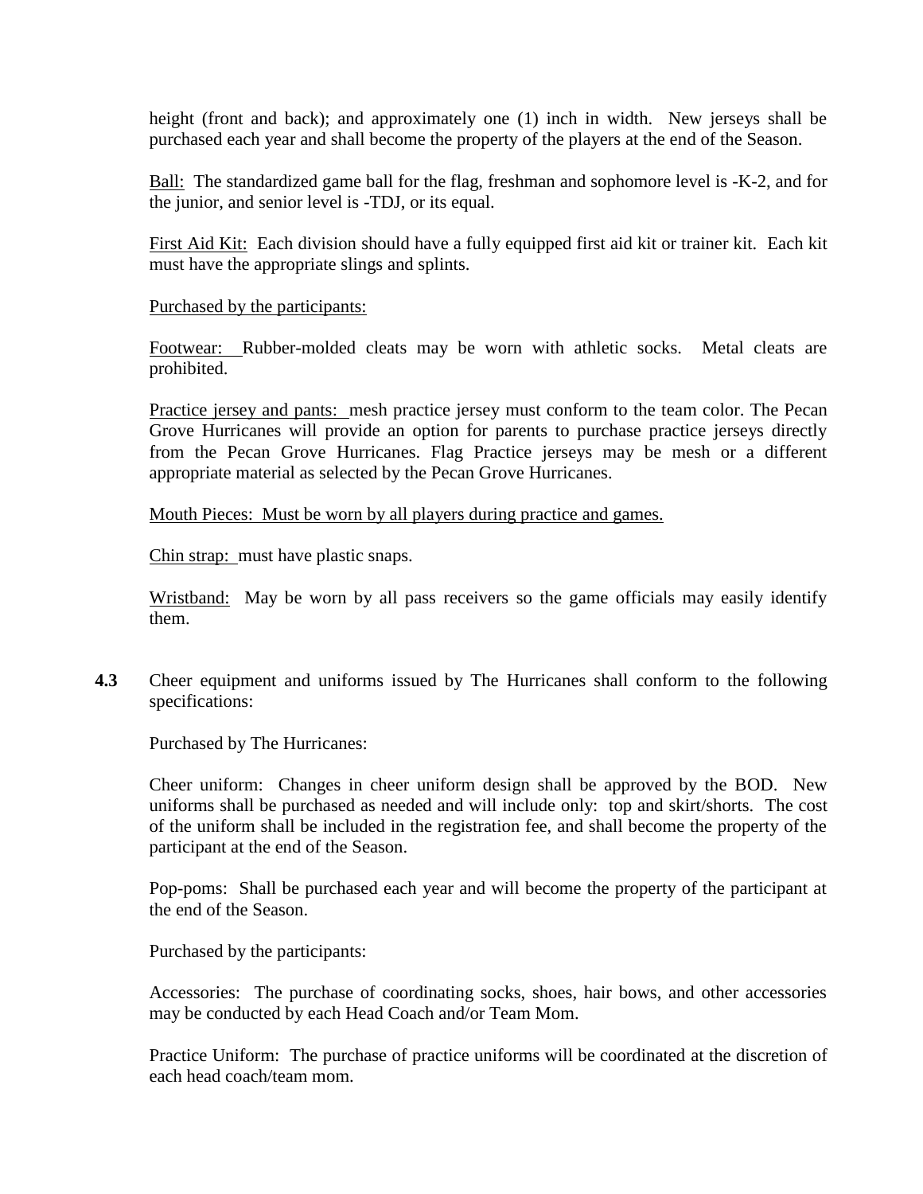height (front and back); and approximately one (1) inch in width. New jerseys shall be purchased each year and shall become the property of the players at the end of the Season.

Ball: The standardized game ball for the flag, freshman and sophomore level is -K-2, and for the junior, and senior level is -TDJ, or its equal.

First Aid Kit: Each division should have a fully equipped first aid kit or trainer kit. Each kit must have the appropriate slings and splints.

Purchased by the participants:

Footwear: Rubber-molded cleats may be worn with athletic socks. Metal cleats are prohibited.

Practice jersey and pants: mesh practice jersey must conform to the team color. The Pecan Grove Hurricanes will provide an option for parents to purchase practice jerseys directly from the Pecan Grove Hurricanes. Flag Practice jerseys may be mesh or a different appropriate material as selected by the Pecan Grove Hurricanes.

Mouth Pieces: Must be worn by all players during practice and games.

Chin strap: must have plastic snaps.

Wristband: May be worn by all pass receivers so the game officials may easily identify them.

**4.3** Cheer equipment and uniforms issued by The Hurricanes shall conform to the following specifications:

Purchased by The Hurricanes:

Cheer uniform: Changes in cheer uniform design shall be approved by the BOD. New uniforms shall be purchased as needed and will include only: top and skirt/shorts. The cost of the uniform shall be included in the registration fee, and shall become the property of the participant at the end of the Season.

Pop-poms: Shall be purchased each year and will become the property of the participant at the end of the Season.

Purchased by the participants:

Accessories: The purchase of coordinating socks, shoes, hair bows, and other accessories may be conducted by each Head Coach and/or Team Mom.

Practice Uniform: The purchase of practice uniforms will be coordinated at the discretion of each head coach/team mom.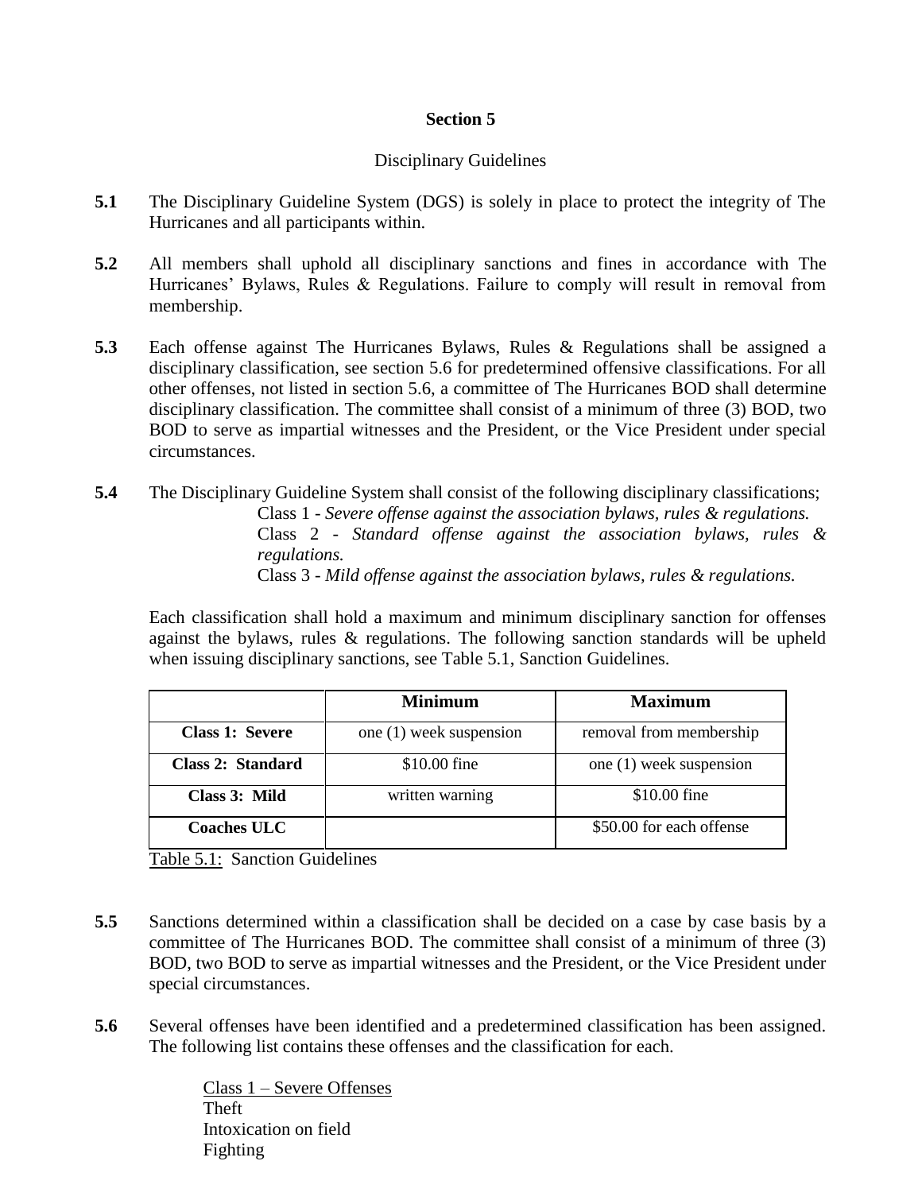## Section 5

Disciplinary Guidelines

**5.1** The Disciplinary Guideline System (DGS) is solely in place to protect the integrity of The Hurricanes and all participants within.

**5.2** All members shall uphold all disciplinary sanctions and fines in accordance with The Hurricanes' Bylaws, Rules & Regulations. Failure to comply will result in removal from membership.

**5.3** Each offense against The Hurricanes Bylaws, Rules & Regulations shall be assigned a disciplinary classification, see section 5.6 for predetermined offensive classifications. For all other offenses, not listed in section 5.6, a committee of The Hurricanes BOD shall determine disciplinary classification. The committee shall consist of a minimum of three (3) BOD, two BOD to serve as impartial witnesses and the President, or the Vice President under special circumstances.

**5.4** The Disciplinary Guideline System shall consist of the following disciplinary classifications;

Class 1 - *Severe offense against the association bylaws, rules & regulations.*
Class 2 - *Standard offense against the association bylaws, rules & regulations.*
Class 3 - *Mild offense against the association bylaws, rules & regulations.*

Each classification shall hold a maximum and minimum disciplinary sanction for offenses against the bylaws, rules & regulations. The following sanction standards will be upheld when issuing disciplinary sanctions, see Table 5.1, Sanction Guidelines.

| | **Minimum** | **Maximum** |
|---|---|---|
| **Class 1: Severe** | one (1) week suspension | removal from membership |
| **Class 2: Standard** | $10.00 fine | one (1) week suspension |
| **Class 3: Mild** | written warning | $10.00 fine |
| **Coaches ULC** | | $50.00 for each offense |

Table 5.1: Sanction Guidelines

**5.5** Sanctions determined within a classification shall be decided on a case by case basis by a committee of The Hurricanes BOD. The committee shall consist of a minimum of three (3) BOD, two BOD to serve as impartial witnesses and the President, or the Vice President under special circumstances.

**5.6** Several offenses have been identified and a predetermined classification has been assigned. The following list contains these offenses and the classification for each.

Class 1 – Severe Offenses
Theft
Intoxication on field
Fighting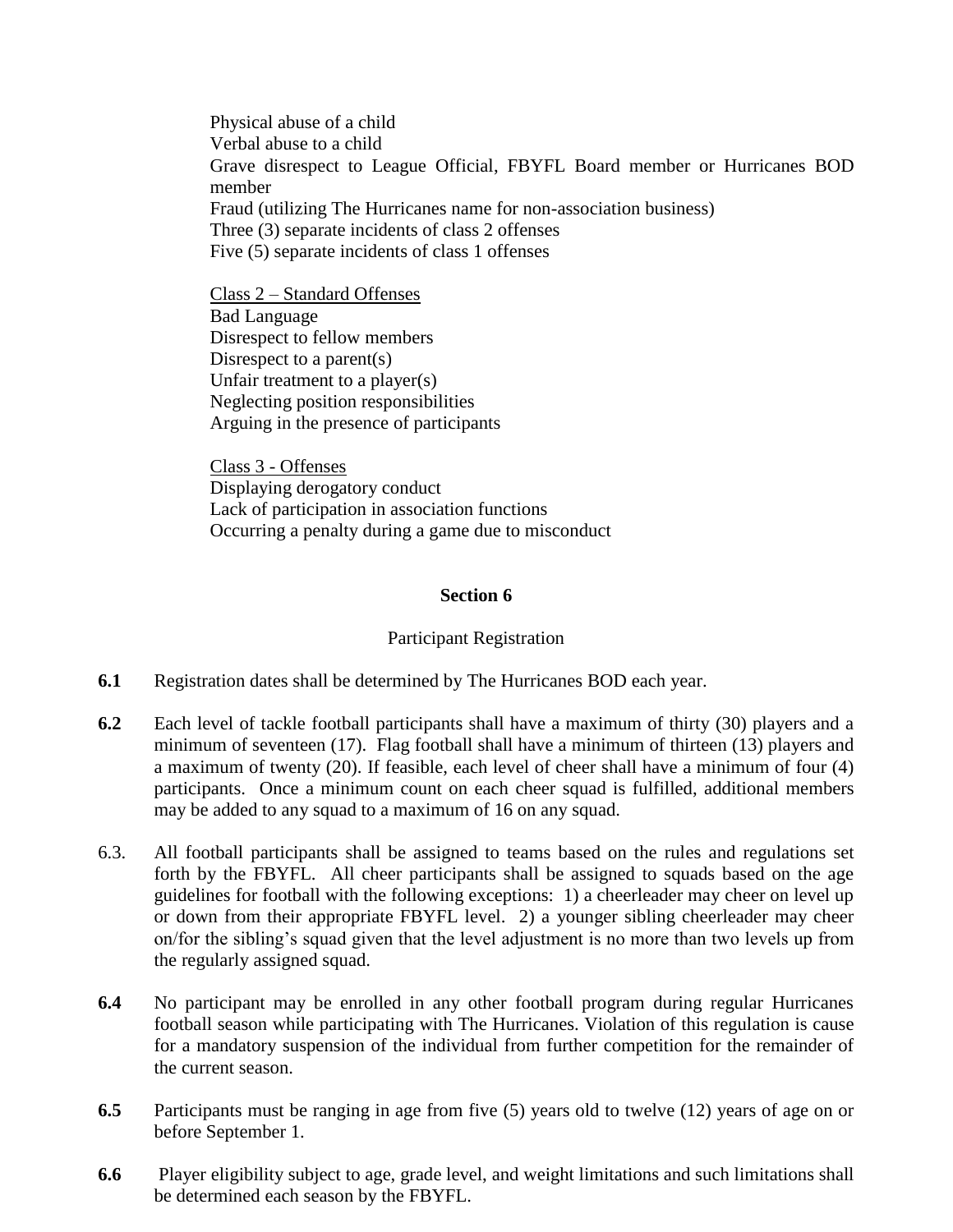Physical abuse of a child
Verbal abuse to a child
Grave disrespect to League Official, FBYFL Board member or Hurricanes BOD member
Fraud (utilizing The Hurricanes name for non-association business)
Three (3) separate incidents of class 2 offenses
Five (5) separate incidents of class 1 offenses

<u>Class 2 – Standard Offenses</u>
Bad Language
Disrespect to fellow members
Disrespect to a parent(s)
Unfair treatment to a player(s)
Neglecting position responsibilities
Arguing in the presence of participants

<u>Class 3 - Offenses</u>
Displaying derogatory conduct
Lack of participation in association functions
Occurring a penalty during a game due to misconduct

## Section 6

Participant Registration

**6.1** Registration dates shall be determined by The Hurricanes BOD each year.

**6.2** Each level of tackle football participants shall have a maximum of thirty (30) players and a minimum of seventeen (17). Flag football shall have a minimum of thirteen (13) players and a maximum of twenty (20). If feasible, each level of cheer shall have a minimum of four (4) participants. Once a minimum count on each cheer squad is fulfilled, additional members may be added to any squad to a maximum of 16 on any squad.

6.3. All football participants shall be assigned to teams based on the rules and regulations set forth by the FBYFL. All cheer participants shall be assigned to squads based on the age guidelines for football with the following exceptions: 1) a cheerleader may cheer on level up or down from their appropriate FBYFL level. 2) a younger sibling cheerleader may cheer on/for the sibling's squad given that the level adjustment is no more than two levels up from the regularly assigned squad.

**6.4** No participant may be enrolled in any other football program during regular Hurricanes football season while participating with The Hurricanes. Violation of this regulation is cause for a mandatory suspension of the individual from further competition for the remainder of the current season.

**6.5** Participants must be ranging in age from five (5) years old to twelve (12) years of age on or before September 1.

**6.6** Player eligibility subject to age, grade level, and weight limitations and such limitations shall be determined each season by the FBYFL.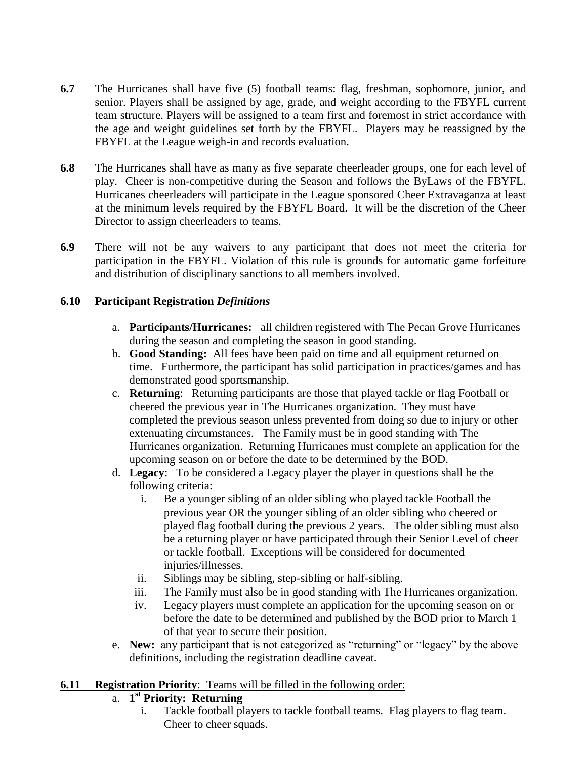**6.7** The Hurricanes shall have five (5) football teams: flag, freshman, sophomore, junior, and senior. Players shall be assigned by age, grade, and weight according to the FBYFL current team structure. Players will be assigned to a team first and foremost in strict accordance with the age and weight guidelines set forth by the FBYFL. Players may be reassigned by the FBYFL at the League weigh-in and records evaluation.

**6.8** The Hurricanes shall have as many as five separate cheerleader groups, one for each level of play. Cheer is non-competitive during the Season and follows the ByLaws of the FBYFL. Hurricanes cheerleaders will participate in the League sponsored Cheer Extravaganza at least at the minimum levels required by the FBYFL Board. It will be the discretion of the Cheer Director to assign cheerleaders to teams.

**6.9** There will not be any waivers to any participant that does not meet the criteria for participation in the FBYFL. Violation of this rule is grounds for automatic game forfeiture and distribution of disciplinary sanctions to all members involved.

**6.10 Participant Registration *Definitions***

a. **Participants/Hurricanes:** all children registered with The Pecan Grove Hurricanes during the season and completing the season in good standing.
b. **Good Standing:** All fees have been paid on time and all equipment returned on time. Furthermore, the participant has solid participation in practices/games and has demonstrated good sportsmanship.
c. **Returning**: Returning participants are those that played tackle or flag Football or cheered the previous year in The Hurricanes organization. They must have completed the previous season unless prevented from doing so due to injury or other extenuating circumstances. The Family must be in good standing with The Hurricanes organization. Returning Hurricanes must complete an application for the upcoming season on or before the date to be determined by the BOD.
d. **Legacy**: To be considered a Legacy player the player in questions shall be the following criteria:
    i. Be a younger sibling of an older sibling who played tackle Football the previous year OR the younger sibling of an older sibling who cheered or played flag football during the previous 2 years. The older sibling must also be a returning player or have participated through their Senior Level of cheer or tackle football. Exceptions will be considered for documented injuries/illnesses.
    ii. Siblings may be sibling, step-sibling or half-sibling.
    iii. The Family must also be in good standing with The Hurricanes organization.
    iv. Legacy players must complete an application for the upcoming season on or before the date to be determined and published by the BOD prior to March 1 of that year to secure their position.
e. **New:** any participant that is not categorized as "returning" or "legacy" by the above definitions, including the registration deadline caveat.

**6.11 Registration Priority**: Teams will be filled in the following order:

a. **1st Priority: Returning**
    i. Tackle football players to tackle football teams. Flag players to flag team. Cheer to cheer squads.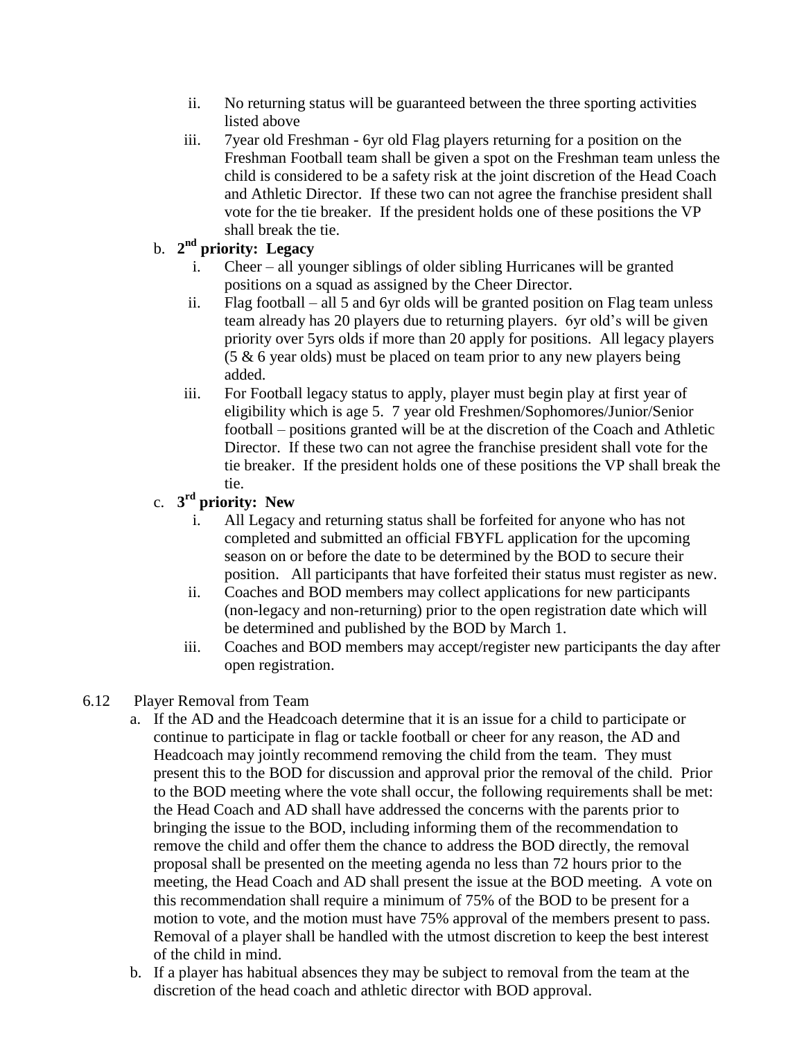ii. No returning status will be guaranteed between the three sporting activities listed above

iii. 7year old Freshman - 6yr old Flag players returning for a position on the Freshman Football team shall be given a spot on the Freshman team unless the child is considered to be a safety risk at the joint discretion of the Head Coach and Athletic Director. If these two can not agree the franchise president shall vote for the tie breaker. If the president holds one of these positions the VP shall break the tie.

b. **2nd priority: Legacy**

i. Cheer – all younger siblings of older sibling Hurricanes will be granted positions on a squad as assigned by the Cheer Director.

ii. Flag football – all 5 and 6yr olds will be granted position on Flag team unless team already has 20 players due to returning players. 6yr old's will be given priority over 5yrs olds if more than 20 apply for positions. All legacy players (5 & 6 year olds) must be placed on team prior to any new players being added.

iii. For Football legacy status to apply, player must begin play at first year of eligibility which is age 5. 7 year old Freshmen/Sophomores/Junior/Senior football – positions granted will be at the discretion of the Coach and Athletic Director. If these two can not agree the franchise president shall vote for the tie breaker. If the president holds one of these positions the VP shall break the tie.

c. **3rd priority: New**

i. All Legacy and returning status shall be forfeited for anyone who has not completed and submitted an official FBYFL application for the upcoming season on or before the date to be determined by the BOD to secure their position. All participants that have forfeited their status must register as new.

ii. Coaches and BOD members may collect applications for new participants (non-legacy and non-returning) prior to the open registration date which will be determined and published by the BOD by March 1.

iii. Coaches and BOD members may accept/register new participants the day after open registration.

6.12 Player Removal from Team

a. If the AD and the Headcoach determine that it is an issue for a child to participate or continue to participate in flag or tackle football or cheer for any reason, the AD and Headcoach may jointly recommend removing the child from the team. They must present this to the BOD for discussion and approval prior the removal of the child. Prior to the BOD meeting where the vote shall occur, the following requirements shall be met: the Head Coach and AD shall have addressed the concerns with the parents prior to bringing the issue to the BOD, including informing them of the recommendation to remove the child and offer them the chance to address the BOD directly, the removal proposal shall be presented on the meeting agenda no less than 72 hours prior to the meeting, the Head Coach and AD shall present the issue at the BOD meeting. A vote on this recommendation shall require a minimum of 75% of the BOD to be present for a motion to vote, and the motion must have 75% approval of the members present to pass. Removal of a player shall be handled with the utmost discretion to keep the best interest of the child in mind.

b. If a player has habitual absences they may be subject to removal from the team at the discretion of the head coach and athletic director with BOD approval.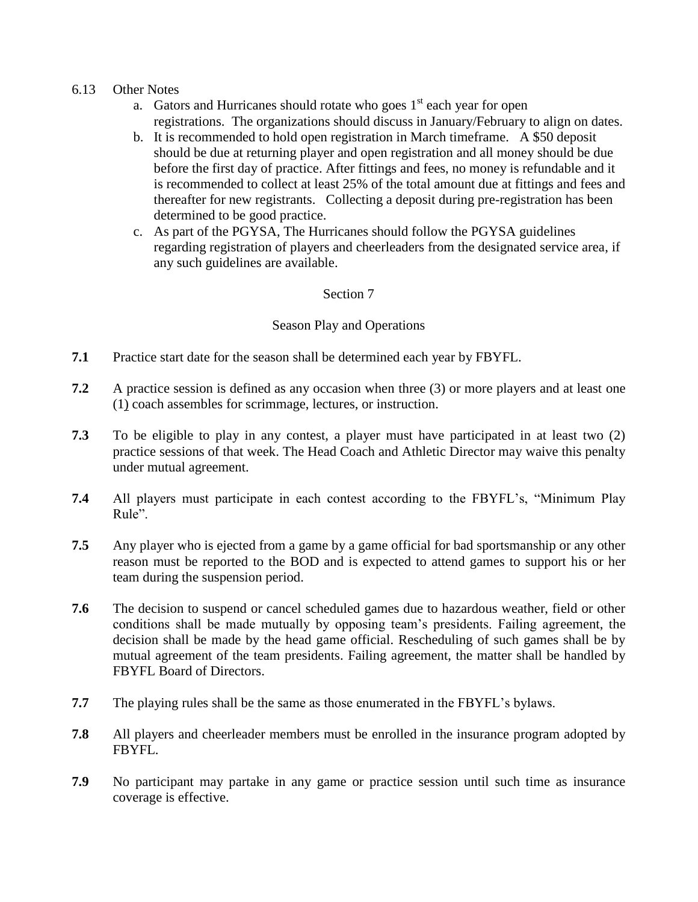6.13 Other Notes

a. Gators and Hurricanes should rotate who goes 1st each year for open registrations. The organizations should discuss in January/February to align on dates.
b. It is recommended to hold open registration in March timeframe. A $50 deposit should be due at returning player and open registration and all money should be due before the first day of practice. After fittings and fees, no money is refundable and it is recommended to collect at least 25% of the total amount due at fittings and fees and thereafter for new registrants. Collecting a deposit during pre-registration has been determined to be good practice.
c. As part of the PGYSA, The Hurricanes should follow the PGYSA guidelines regarding registration of players and cheerleaders from the designated service area, if any such guidelines are available.

## Section 7

## Season Play and Operations

**7.1** Practice start date for the season shall be determined each year by FBYFL.

**7.2** A practice session is defined as any occasion when three (3) or more players and at least one (1) coach assembles for scrimmage, lectures, or instruction.

**7.3** To be eligible to play in any contest, a player must have participated in at least two (2) practice sessions of that week. The Head Coach and Athletic Director may waive this penalty under mutual agreement.

**7.4** All players must participate in each contest according to the FBYFL's, "Minimum Play Rule".

**7.5** Any player who is ejected from a game by a game official for bad sportsmanship or any other reason must be reported to the BOD and is expected to attend games to support his or her team during the suspension period.

**7.6** The decision to suspend or cancel scheduled games due to hazardous weather, field or other conditions shall be made mutually by opposing team's presidents. Failing agreement, the decision shall be made by the head game official. Rescheduling of such games shall be by mutual agreement of the team presidents. Failing agreement, the matter shall be handled by FBYFL Board of Directors.

**7.7** The playing rules shall be the same as those enumerated in the FBYFL's bylaws.

**7.8** All players and cheerleader members must be enrolled in the insurance program adopted by FBYFL.

**7.9** No participant may partake in any game or practice session until such time as insurance coverage is effective.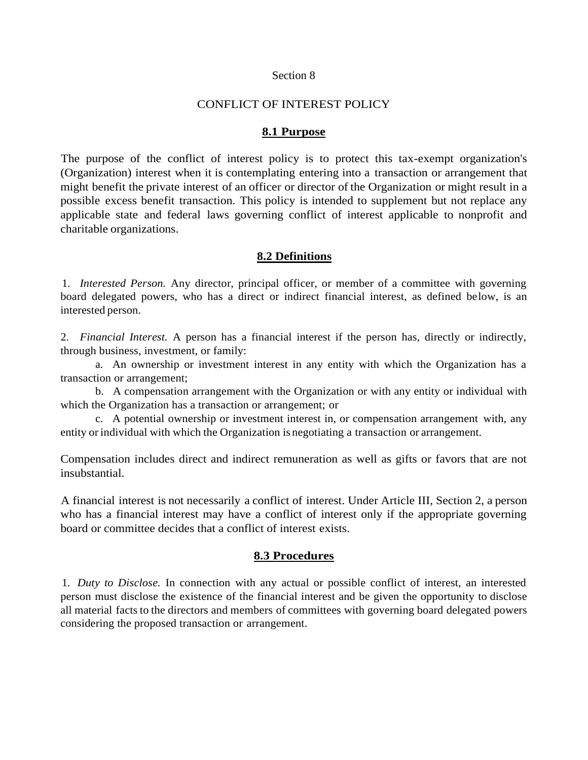Section 8

# CONFLICT OF INTEREST POLICY

## **8.1 Purpose**

The purpose of the conflict of interest policy is to protect this tax-exempt organization's (Organization) interest when it is contemplating entering into a transaction or arrangement that might benefit the private interest of an officer or director of the Organization or might result in a possible excess benefit transaction. This policy is intended to supplement but not replace any applicable state and federal laws governing conflict of interest applicable to nonprofit and charitable organizations.

## **8.2 Definitions**

1. *Interested Person.* Any director, principal officer, or member of a committee with governing board delegated powers, who has a direct or indirect financial interest, as defined below, is an interested person.

2. *Financial Interest.* A person has a financial interest if the person has, directly or indirectly, through business, investment, or family:

   a. An ownership or investment interest in any entity with which the Organization has a transaction or arrangement;

   b. A compensation arrangement with the Organization or with any entity or individual with which the Organization has a transaction or arrangement; or

   c. A potential ownership or investment interest in, or compensation arrangement with, any entity or individual with which the Organization is negotiating a transaction or arrangement.

Compensation includes direct and indirect remuneration as well as gifts or favors that are not insubstantial.

A financial interest is not necessarily a conflict of interest. Under Article III, Section 2, a person who has a financial interest may have a conflict of interest only if the appropriate governing board or committee decides that a conflict of interest exists.

## **8.3 Procedures**

1. *Duty to Disclose.* In connection with any actual or possible conflict of interest, an interested person must disclose the existence of the financial interest and be given the opportunity to disclose all material facts to the directors and members of committees with governing board delegated powers considering the proposed transaction or arrangement.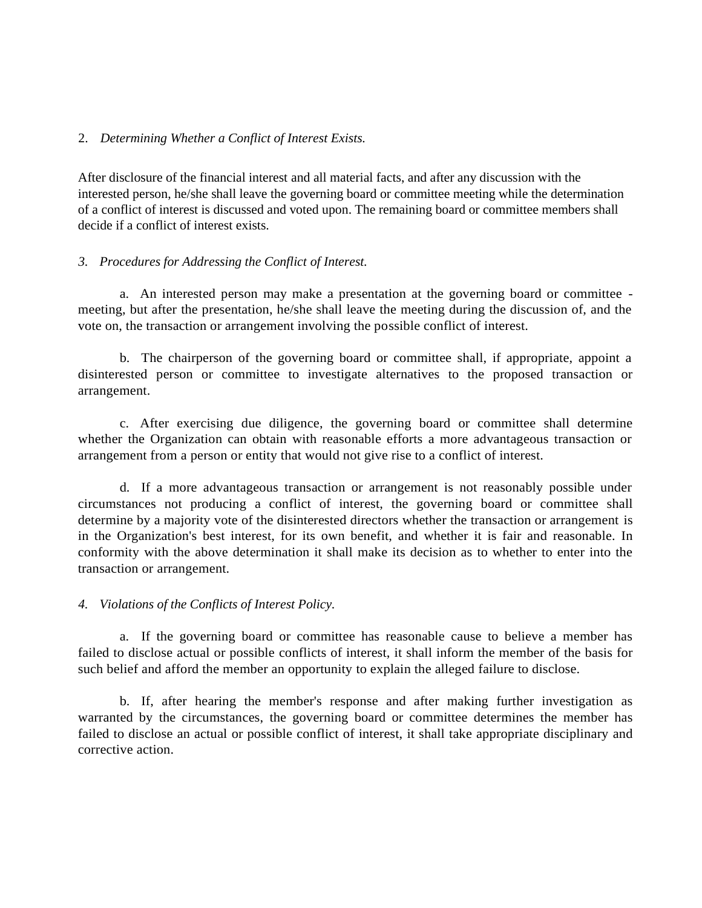2. *Determining Whether a Conflict of Interest Exists.*

After disclosure of the financial interest and all material facts, and after any discussion with the interested person, he/she shall leave the governing board or committee meeting while the determination of a conflict of interest is discussed and voted upon. The remaining board or committee members shall decide if a conflict of interest exists.

*3. Procedures for Addressing the Conflict of Interest.*

a. An interested person may make a presentation at the governing board or committee - meeting, but after the presentation, he/she shall leave the meeting during the discussion of, and the vote on, the transaction or arrangement involving the possible conflict of interest.

b. The chairperson of the governing board or committee shall, if appropriate, appoint a disinterested person or committee to investigate alternatives to the proposed transaction or arrangement.

c. After exercising due diligence, the governing board or committee shall determine whether the Organization can obtain with reasonable efforts a more advantageous transaction or arrangement from a person or entity that would not give rise to a conflict of interest.

d. If a more advantageous transaction or arrangement is not reasonably possible under circumstances not producing a conflict of interest, the governing board or committee shall determine by a majority vote of the disinterested directors whether the transaction or arrangement is in the Organization's best interest, for its own benefit, and whether it is fair and reasonable. In conformity with the above determination it shall make its decision as to whether to enter into the transaction or arrangement.

*4. Violations of the Conflicts of Interest Policy.*

a. If the governing board or committee has reasonable cause to believe a member has failed to disclose actual or possible conflicts of interest, it shall inform the member of the basis for such belief and afford the member an opportunity to explain the alleged failure to disclose.

b. If, after hearing the member's response and after making further investigation as warranted by the circumstances, the governing board or committee determines the member has failed to disclose an actual or possible conflict of interest, it shall take appropriate disciplinary and corrective action.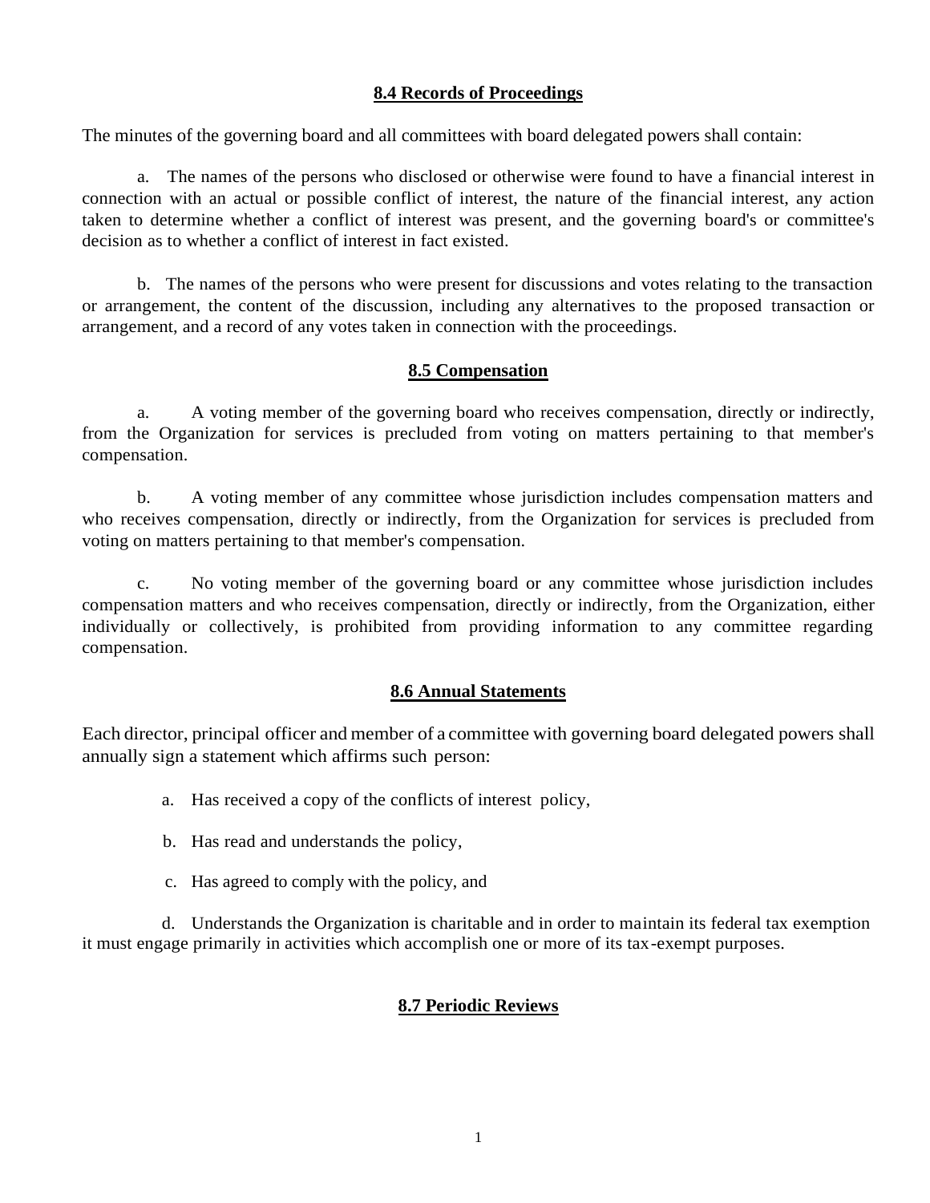### 8.4 Records of Proceedings

The minutes of the governing board and all committees with board delegated powers shall contain:

a. The names of the persons who disclosed or otherwise were found to have a financial interest in connection with an actual or possible conflict of interest, the nature of the financial interest, any action taken to determine whether a conflict of interest was present, and the governing board's or committee's decision as to whether a conflict of interest in fact existed.

b. The names of the persons who were present for discussions and votes relating to the transaction or arrangement, the content of the discussion, including any alternatives to the proposed transaction or arrangement, and a record of any votes taken in connection with the proceedings.

### 8.5 Compensation

a. A voting member of the governing board who receives compensation, directly or indirectly, from the Organization for services is precluded from voting on matters pertaining to that member's compensation.

b. A voting member of any committee whose jurisdiction includes compensation matters and who receives compensation, directly or indirectly, from the Organization for services is precluded from voting on matters pertaining to that member's compensation.

c. No voting member of the governing board or any committee whose jurisdiction includes compensation matters and who receives compensation, directly or indirectly, from the Organization, either individually or collectively, is prohibited from providing information to any committee regarding compensation.

### 8.6 Annual Statements

Each director, principal officer and member of a committee with governing board delegated powers shall annually sign a statement which affirms such person:

a. Has received a copy of the conflicts of interest policy,

b. Has read and understands the policy,

c. Has agreed to comply with the policy, and

d. Understands the Organization is charitable and in order to maintain its federal tax exemption it must engage primarily in activities which accomplish one or more of its tax-exempt purposes.

### 8.7 Periodic Reviews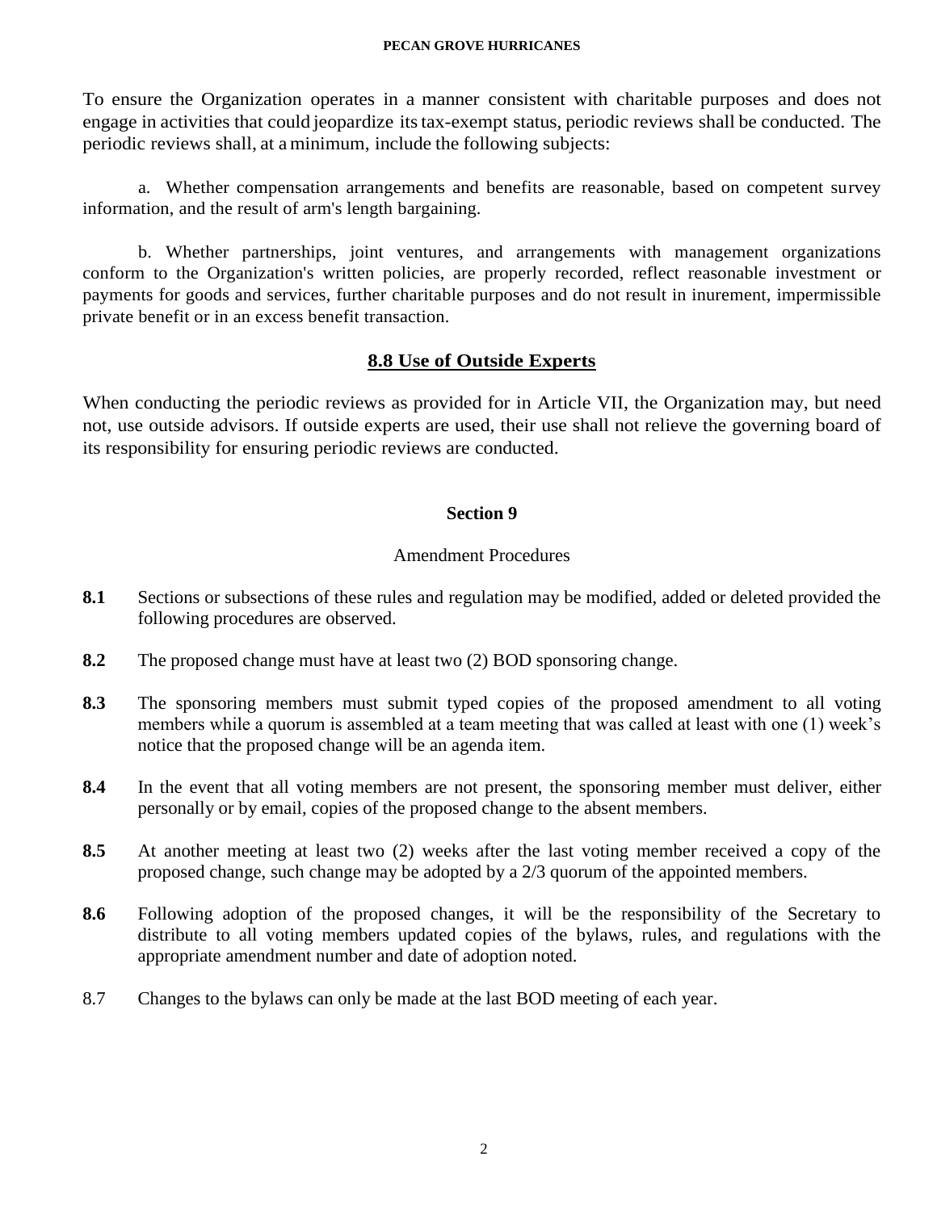To ensure the Organization operates in a manner consistent with charitable purposes and does not engage in activities that could jeopardize its tax-exempt status, periodic reviews shall be conducted. The periodic reviews shall, at a minimum, include the following subjects:

a. Whether compensation arrangements and benefits are reasonable, based on competent survey information, and the result of arm's length bargaining.

b. Whether partnerships, joint ventures, and arrangements with management organizations conform to the Organization's written policies, are properly recorded, reflect reasonable investment or payments for goods and services, further charitable purposes and do not result in inurement, impermissible private benefit or in an excess benefit transaction.

## 8.8 Use of Outside Experts

When conducting the periodic reviews as provided for in Article VII, the Organization may, but need not, use outside advisors. If outside experts are used, their use shall not relieve the governing board of its responsibility for ensuring periodic reviews are conducted.

## Section 9

Amendment Procedures

**8.1** Sections or subsections of these rules and regulation may be modified, added or deleted provided the following procedures are observed.

**8.2** The proposed change must have at least two (2) BOD sponsoring change.

**8.3** The sponsoring members must submit typed copies of the proposed amendment to all voting members while a quorum is assembled at a team meeting that was called at least with one (1) week's notice that the proposed change will be an agenda item.

**8.4** In the event that all voting members are not present, the sponsoring member must deliver, either personally or by email, copies of the proposed change to the absent members.

**8.5** At another meeting at least two (2) weeks after the last voting member received a copy of the proposed change, such change may be adopted by a 2/3 quorum of the appointed members.

**8.6** Following adoption of the proposed changes, it will be the responsibility of the Secretary to distribute to all voting members updated copies of the bylaws, rules, and regulations with the appropriate amendment number and date of adoption noted.

8.7 Changes to the bylaws can only be made at the last BOD meeting of each year.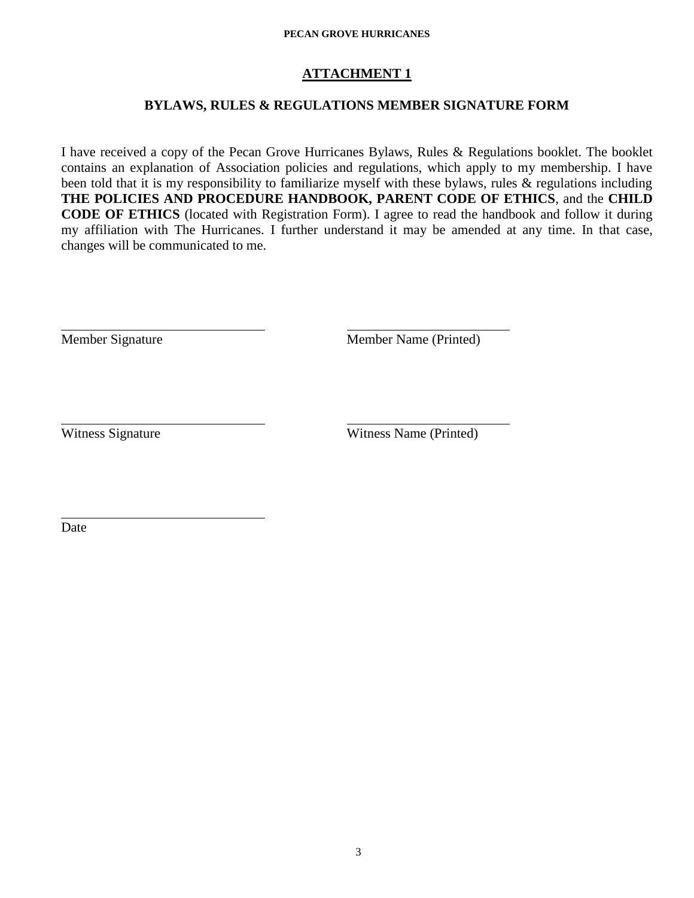## ATTACHMENT 1

### BYLAWS, RULES & REGULATIONS MEMBER SIGNATURE FORM

I have received a copy of the Pecan Grove Hurricanes Bylaws, Rules & Regulations booklet. The booklet contains an explanation of Association policies and regulations, which apply to my membership. I have been told that it is my responsibility to familiarize myself with these bylaws, rules & regulations including **THE POLICIES AND PROCEDURE HANDBOOK, PARENT CODE OF ETHICS**, and the **CHILD CODE OF ETHICS** (located with Registration Form). I agree to read the handbook and follow it during my affiliation with The Hurricanes. I further understand it may be amended at any time. In that case, changes will be communicated to me.

| | |
|---|---|
| ______________________________ | ______________________________ |
| Member Signature | Member Name (Printed) |
| ______________________________ | ______________________________ |
| Witness Signature | Witness Name (Printed) |
| ______________________________ | |
| Date | |